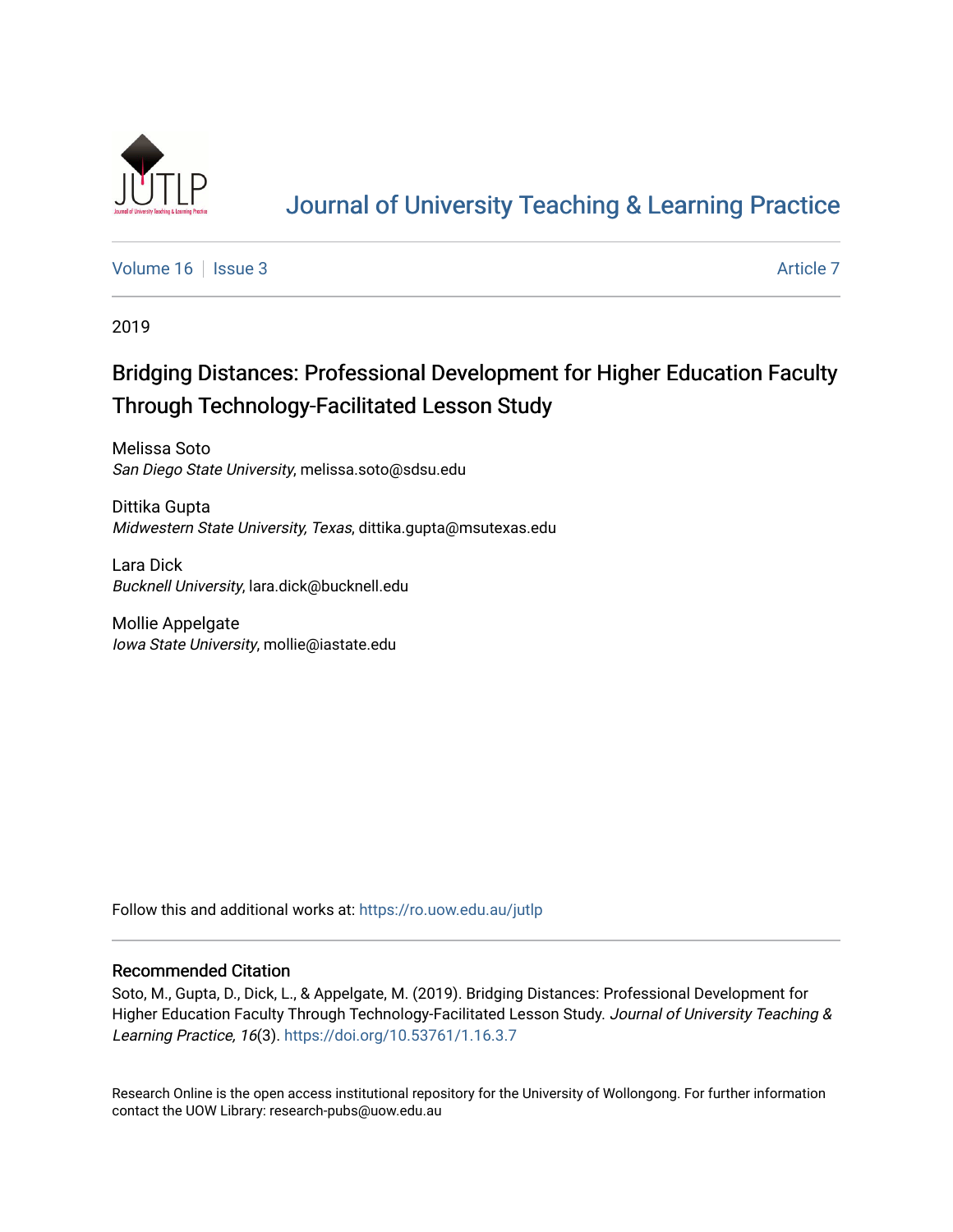# Journal of University Teaching & Learning Practice

Volume 16 | Issue 3 | Article 7

2019

## Bridging Distances: Professional Development for Higher Education Faculty Through Technology-Facilitated Lesson Study

Melissa Soto
*San Diego State University*, melissa.soto@sdsu.edu

Dittika Gupta
*Midwestern State University, Texas*, dittika.gupta@msutexas.edu

Lara Dick
*Bucknell University*, lara.dick@bucknell.edu

Mollie Appelgate
*Iowa State University*, mollie@iastate.edu

Follow this and additional works at: https://ro.uow.edu.au/jutlp

### Recommended Citation

Soto, M., Gupta, D., Dick, L., & Appelgate, M. (2019). Bridging Distances: Professional Development for Higher Education Faculty Through Technology-Facilitated Lesson Study. *Journal of University Teaching & Learning Practice, 16*(3). https://doi.org/10.53761/1.16.3.7

Research Online is the open access institutional repository for the University of Wollongong. For further information contact the UOW Library: research-pubs@uow.edu.au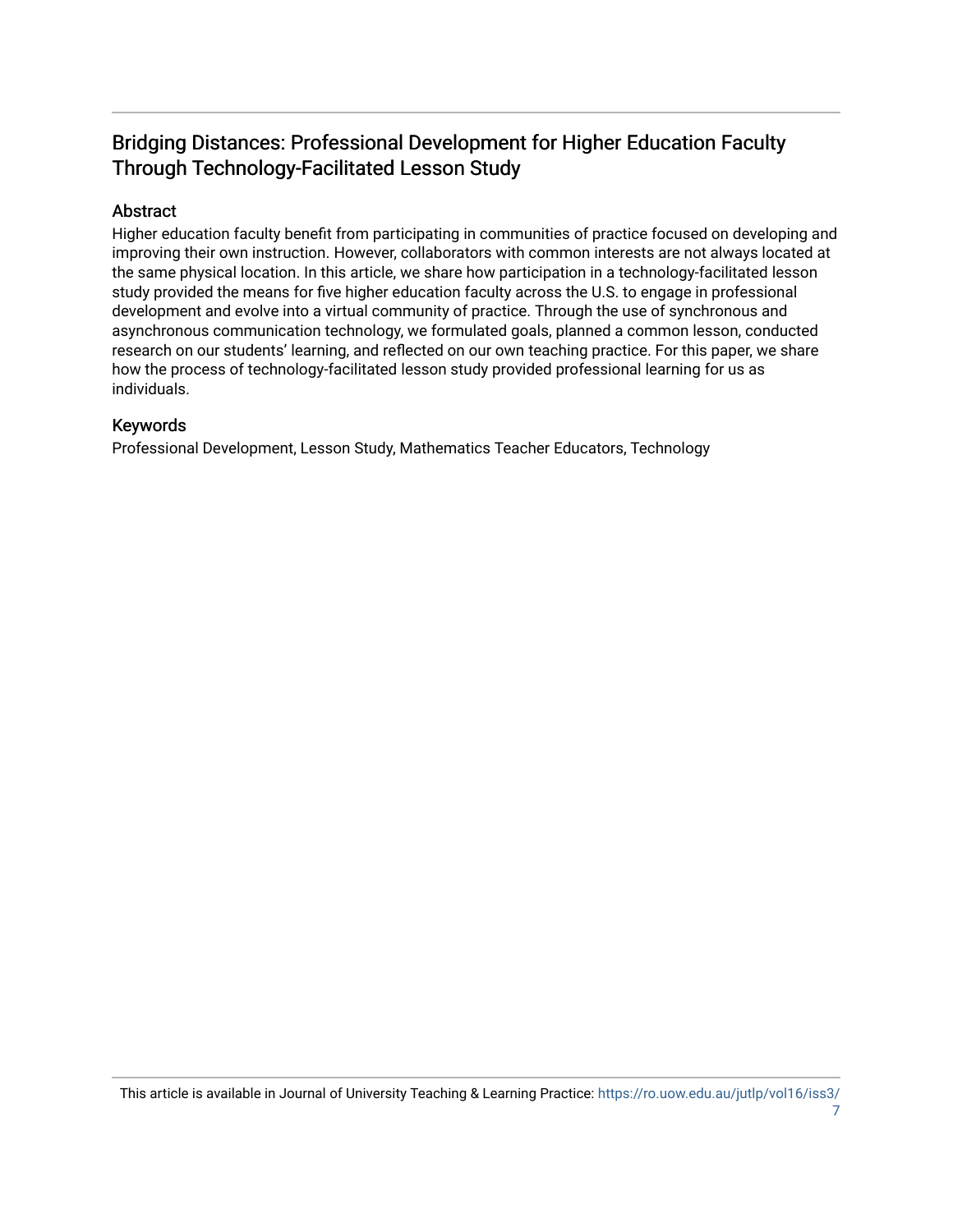# Bridging Distances: Professional Development for Higher Education Faculty Through Technology-Facilitated Lesson Study

## Abstract

Higher education faculty benefit from participating in communities of practice focused on developing and improving their own instruction. However, collaborators with common interests are not always located at the same physical location. In this article, we share how participation in a technology-facilitated lesson study provided the means for five higher education faculty across the U.S. to engage in professional development and evolve into a virtual community of practice. Through the use of synchronous and asynchronous communication technology, we formulated goals, planned a common lesson, conducted research on our students' learning, and reflected on our own teaching practice. For this paper, we share how the process of technology-facilitated lesson study provided professional learning for us as individuals.

## Keywords

Professional Development, Lesson Study, Mathematics Teacher Educators, Technology

This article is available in Journal of University Teaching & Learning Practice: https://ro.uow.edu.au/jutlp/vol16/iss3/7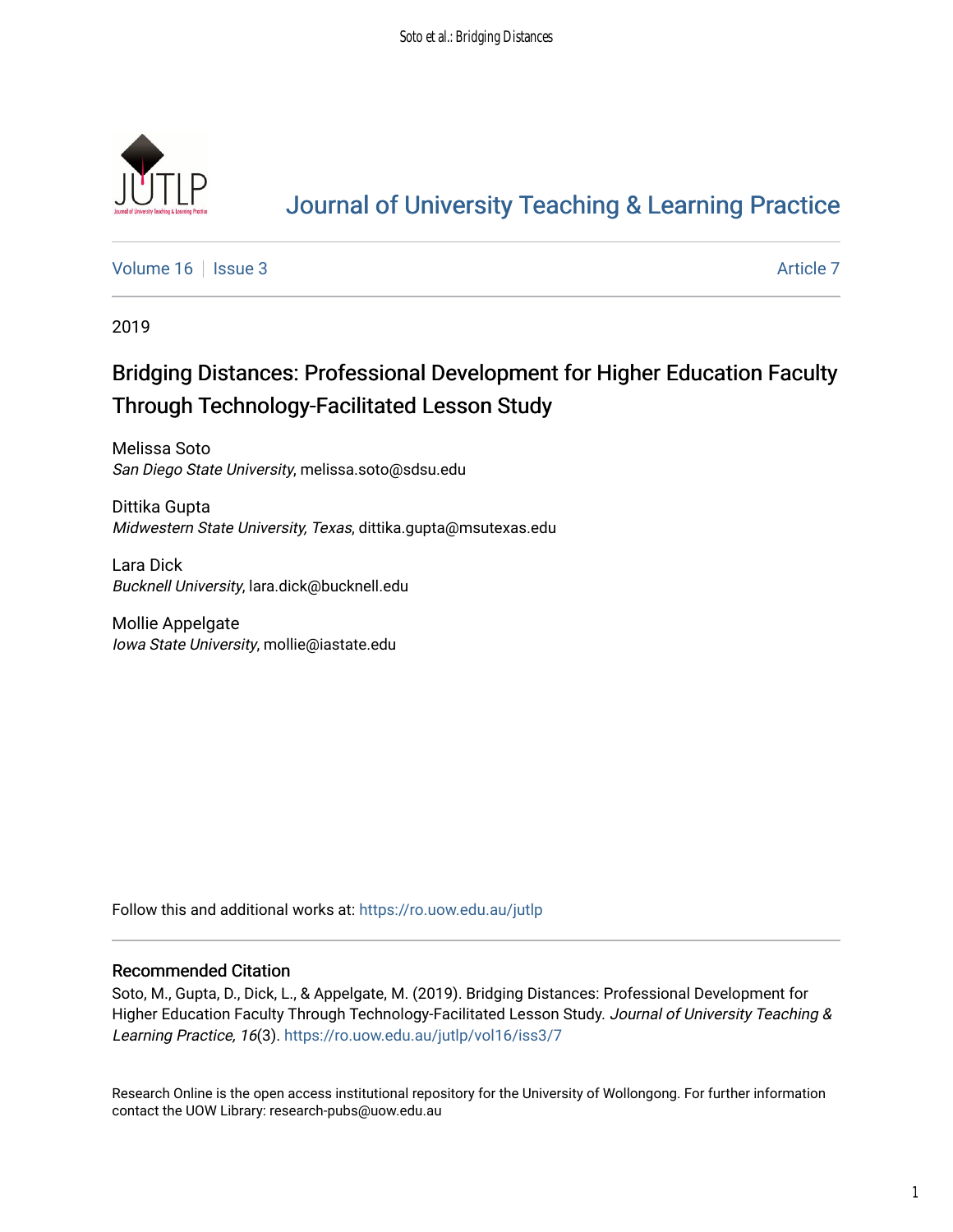# Journal of University Teaching & Learning Practice

Volume 16 | Issue 3 Article 7

2019

## Bridging Distances: Professional Development for Higher Education Faculty Through Technology-Facilitated Lesson Study

Melissa Soto
*San Diego State University*, melissa.soto@sdsu.edu

Dittika Gupta
*Midwestern State University, Texas*, dittika.gupta@msutexas.edu

Lara Dick
*Bucknell University*, lara.dick@bucknell.edu

Mollie Appelgate
*Iowa State University*, mollie@iastate.edu

Follow this and additional works at: https://ro.uow.edu.au/jutlp

### Recommended Citation

Soto, M., Gupta, D., Dick, L., & Appelgate, M. (2019). Bridging Distances: Professional Development for Higher Education Faculty Through Technology-Facilitated Lesson Study. *Journal of University Teaching & Learning Practice, 16*(3). https://ro.uow.edu.au/jutlp/vol16/iss3/7

Research Online is the open access institutional repository for the University of Wollongong. For further information contact the UOW Library: research-pubs@uow.edu.au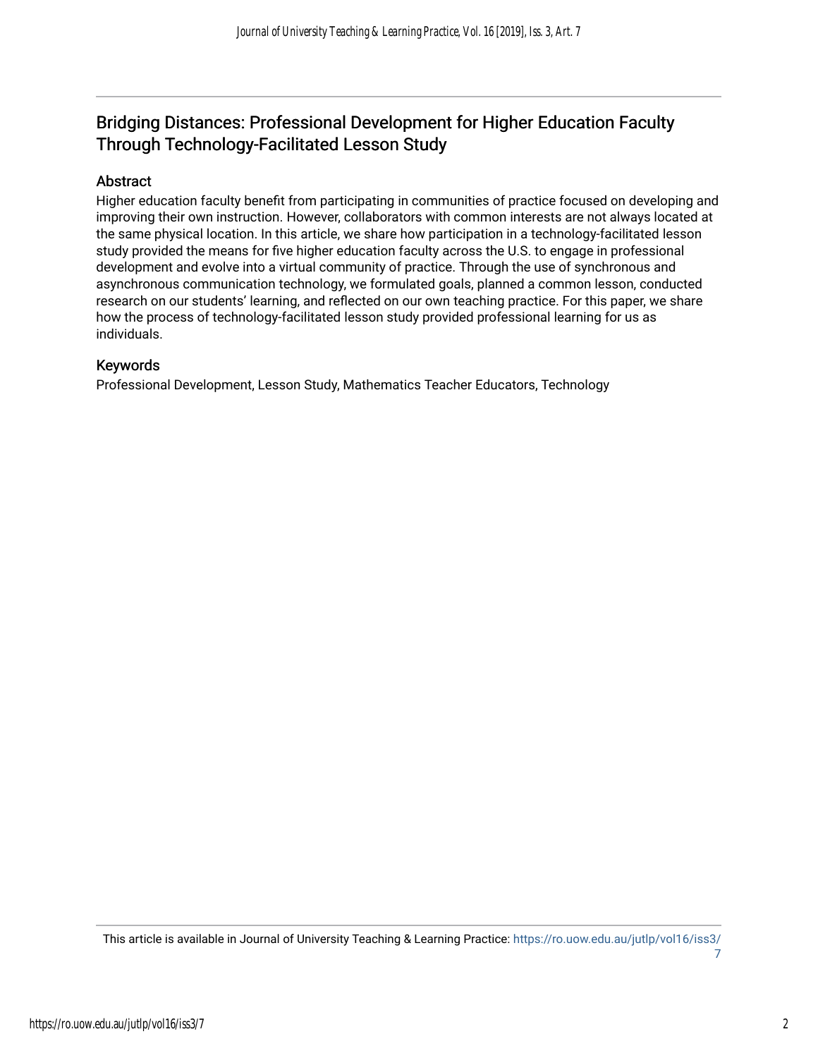# Bridging Distances: Professional Development for Higher Education Faculty Through Technology-Facilitated Lesson Study

## Abstract

Higher education faculty benefit from participating in communities of practice focused on developing and improving their own instruction. However, collaborators with common interests are not always located at the same physical location. In this article, we share how participation in a technology-facilitated lesson study provided the means for five higher education faculty across the U.S. to engage in professional development and evolve into a virtual community of practice. Through the use of synchronous and asynchronous communication technology, we formulated goals, planned a common lesson, conducted research on our students' learning, and reflected on our own teaching practice. For this paper, we share how the process of technology-facilitated lesson study provided professional learning for us as individuals.

## Keywords

Professional Development, Lesson Study, Mathematics Teacher Educators, Technology

This article is available in Journal of University Teaching & Learning Practice: https://ro.uow.edu.au/jutlp/vol16/iss3/7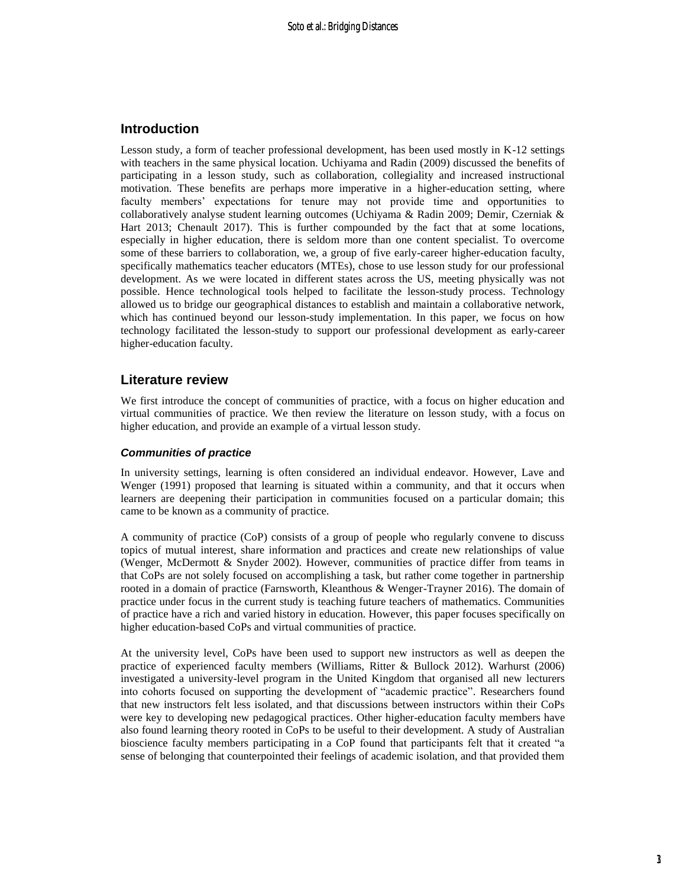## Introduction

Lesson study, a form of teacher professional development, has been used mostly in K-12 settings with teachers in the same physical location. Uchiyama and Radin (2009) discussed the benefits of participating in a lesson study, such as collaboration, collegiality and increased instructional motivation. These benefits are perhaps more imperative in a higher-education setting, where faculty members' expectations for tenure may not provide time and opportunities to collaboratively analyse student learning outcomes (Uchiyama & Radin 2009; Demir, Czerniak & Hart 2013; Chenault 2017). This is further compounded by the fact that at some locations, especially in higher education, there is seldom more than one content specialist. To overcome some of these barriers to collaboration, we, a group of five early-career higher-education faculty, specifically mathematics teacher educators (MTEs), chose to use lesson study for our professional development. As we were located in different states across the US, meeting physically was not possible. Hence technological tools helped to facilitate the lesson-study process. Technology allowed us to bridge our geographical distances to establish and maintain a collaborative network, which has continued beyond our lesson-study implementation. In this paper, we focus on how technology facilitated the lesson-study to support our professional development as early-career higher-education faculty.

## Literature review

We first introduce the concept of communities of practice, with a focus on higher education and virtual communities of practice. We then review the literature on lesson study, with a focus on higher education, and provide an example of a virtual lesson study.

### *Communities of practice*

In university settings, learning is often considered an individual endeavor. However, Lave and Wenger (1991) proposed that learning is situated within a community, and that it occurs when learners are deepening their participation in communities focused on a particular domain; this came to be known as a community of practice.

A community of practice (CoP) consists of a group of people who regularly convene to discuss topics of mutual interest, share information and practices and create new relationships of value (Wenger, McDermott & Snyder 2002). However, communities of practice differ from teams in that CoPs are not solely focused on accomplishing a task, but rather come together in partnership rooted in a domain of practice (Farnsworth, Kleanthous & Wenger-Trayner 2016). The domain of practice under focus in the current study is teaching future teachers of mathematics. Communities of practice have a rich and varied history in education. However, this paper focuses specifically on higher education-based CoPs and virtual communities of practice.

At the university level, CoPs have been used to support new instructors as well as deepen the practice of experienced faculty members (Williams, Ritter & Bullock 2012). Warhurst (2006) investigated a university-level program in the United Kingdom that organised all new lecturers into cohorts focused on supporting the development of "academic practice". Researchers found that new instructors felt less isolated, and that discussions between instructors within their CoPs were key to developing new pedagogical practices. Other higher-education faculty members have also found learning theory rooted in CoPs to be useful to their development. A study of Australian bioscience faculty members participating in a CoP found that participants felt that it created "a sense of belonging that counterpointed their feelings of academic isolation, and that provided them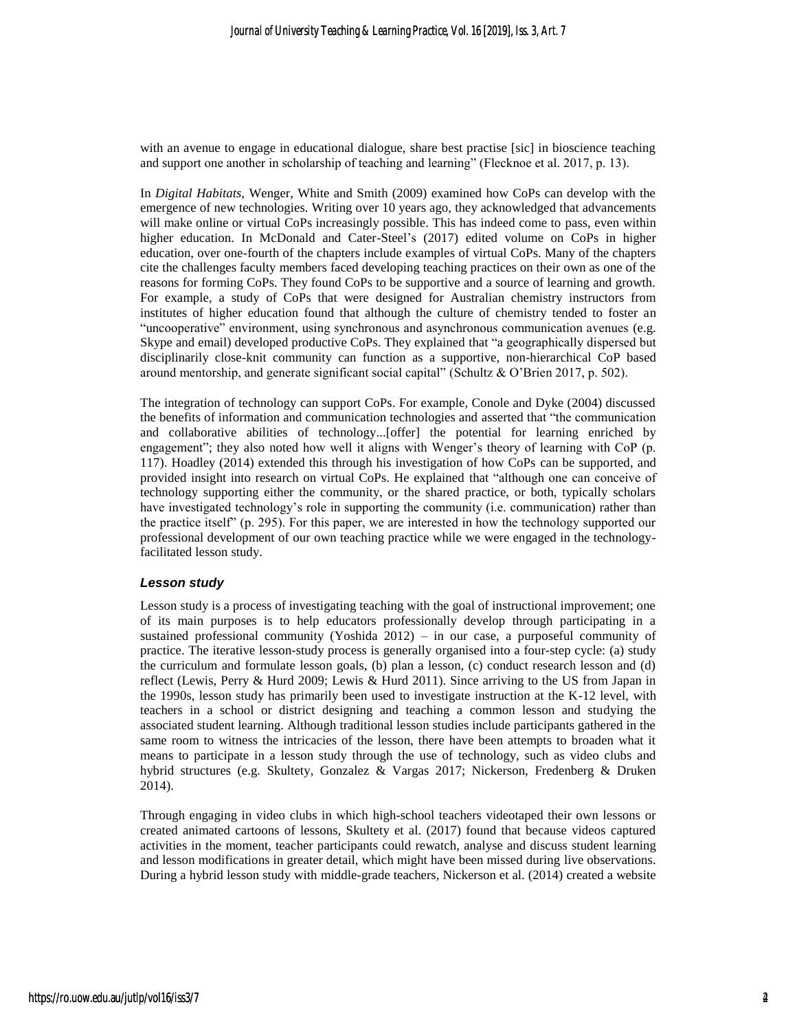with an avenue to engage in educational dialogue, share best practise [sic] in bioscience teaching and support one another in scholarship of teaching and learning" (Flecknoe et al. 2017, p. 13).

In *Digital Habitats,* Wenger, White and Smith (2009) examined how CoPs can develop with the emergence of new technologies. Writing over 10 years ago, they acknowledged that advancements will make online or virtual CoPs increasingly possible. This has indeed come to pass, even within higher education. In McDonald and Cater-Steel's (2017) edited volume on CoPs in higher education, over one-fourth of the chapters include examples of virtual CoPs. Many of the chapters cite the challenges faculty members faced developing teaching practices on their own as one of the reasons for forming CoPs. They found CoPs to be supportive and a source of learning and growth. For example, a study of CoPs that were designed for Australian chemistry instructors from institutes of higher education found that although the culture of chemistry tended to foster an "uncooperative" environment, using synchronous and asynchronous communication avenues (e.g. Skype and email) developed productive CoPs. They explained that "a geographically dispersed but disciplinarily close-knit community can function as a supportive, non-hierarchical CoP based around mentorship, and generate significant social capital" (Schultz & O'Brien 2017, p. 502).

The integration of technology can support CoPs. For example, Conole and Dyke (2004) discussed the benefits of information and communication technologies and asserted that "the communication and collaborative abilities of technology...[offer] the potential for learning enriched by engagement"; they also noted how well it aligns with Wenger's theory of learning with CoP (p. 117). Hoadley (2014) extended this through his investigation of how CoPs can be supported, and provided insight into research on virtual CoPs. He explained that "although one can conceive of technology supporting either the community, or the shared practice, or both, typically scholars have investigated technology's role in supporting the community (i.e. communication) rather than the practice itself" (p. 295). For this paper, we are interested in how the technology supported our professional development of our own teaching practice while we were engaged in the technology-facilitated lesson study.

### *Lesson study*

Lesson study is a process of investigating teaching with the goal of instructional improvement; one of its main purposes is to help educators professionally develop through participating in a sustained professional community (Yoshida 2012) – in our case, a purposeful community of practice. The iterative lesson-study process is generally organised into a four-step cycle: (a) study the curriculum and formulate lesson goals, (b) plan a lesson, (c) conduct research lesson and (d) reflect (Lewis, Perry & Hurd 2009; Lewis & Hurd 2011). Since arriving to the US from Japan in the 1990s, lesson study has primarily been used to investigate instruction at the K-12 level, with teachers in a school or district designing and teaching a common lesson and studying the associated student learning. Although traditional lesson studies include participants gathered in the same room to witness the intricacies of the lesson, there have been attempts to broaden what it means to participate in a lesson study through the use of technology, such as video clubs and hybrid structures (e.g. Skultety, Gonzalez & Vargas 2017; Nickerson, Fredenberg & Druken 2014).

Through engaging in video clubs in which high-school teachers videotaped their own lessons or created animated cartoons of lessons, Skultety et al. (2017) found that because videos captured activities in the moment, teacher participants could rewatch, analyse and discuss student learning and lesson modifications in greater detail, which might have been missed during live observations. During a hybrid lesson study with middle-grade teachers, Nickerson et al. (2014) created a website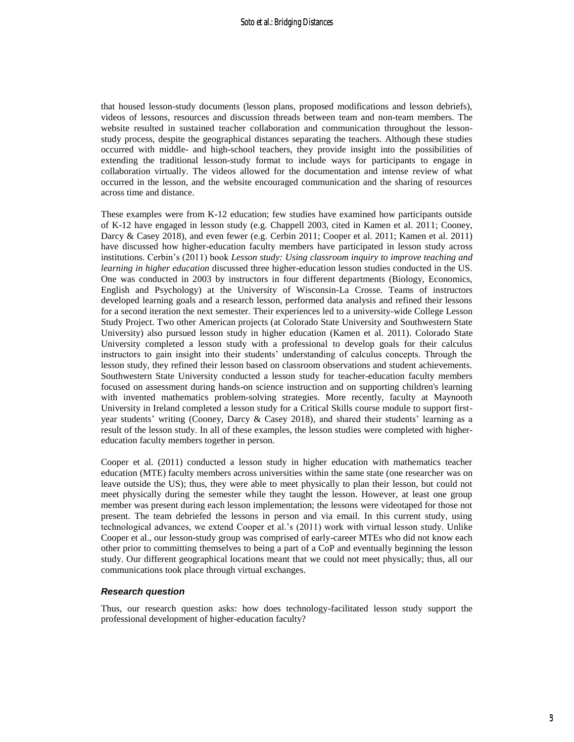that housed lesson-study documents (lesson plans, proposed modifications and lesson debriefs), videos of lessons, resources and discussion threads between team and non-team members. The website resulted in sustained teacher collaboration and communication throughout the lesson-study process, despite the geographical distances separating the teachers. Although these studies occurred with middle- and high-school teachers, they provide insight into the possibilities of extending the traditional lesson-study format to include ways for participants to engage in collaboration virtually. The videos allowed for the documentation and intense review of what occurred in the lesson, and the website encouraged communication and the sharing of resources across time and distance.

These examples were from K-12 education; few studies have examined how participants outside of K-12 have engaged in lesson study (e.g. Chappell 2003, cited in Kamen et al. 2011; Cooney, Darcy & Casey 2018), and even fewer (e.g. Cerbin 2011; Cooper et al. 2011; Kamen et al. 2011) have discussed how higher-education faculty members have participated in lesson study across institutions. Cerbin's (2011) book *Lesson study: Using classroom inquiry to improve teaching and learning in higher education* discussed three higher-education lesson studies conducted in the US. One was conducted in 2003 by instructors in four different departments (Biology, Economics, English and Psychology) at the University of Wisconsin-La Crosse. Teams of instructors developed learning goals and a research lesson, performed data analysis and refined their lessons for a second iteration the next semester. Their experiences led to a university-wide College Lesson Study Project. Two other American projects (at Colorado State University and Southwestern State University) also pursued lesson study in higher education (Kamen et al. 2011). Colorado State University completed a lesson study with a professional to develop goals for their calculus instructors to gain insight into their students' understanding of calculus concepts. Through the lesson study, they refined their lesson based on classroom observations and student achievements. Southwestern State University conducted a lesson study for teacher-education faculty members focused on assessment during hands-on science instruction and on supporting children's learning with invented mathematics problem-solving strategies. More recently, faculty at Maynooth University in Ireland completed a lesson study for a Critical Skills course module to support first-year students' writing (Cooney, Darcy & Casey 2018), and shared their students' learning as a result of the lesson study. In all of these examples, the lesson studies were completed with higher-education faculty members together in person.

Cooper et al. (2011) conducted a lesson study in higher education with mathematics teacher education (MTE) faculty members across universities within the same state (one researcher was on leave outside the US); thus, they were able to meet physically to plan their lesson, but could not meet physically during the semester while they taught the lesson. However, at least one group member was present during each lesson implementation; the lessons were videotaped for those not present. The team debriefed the lessons in person and via email. In this current study, using technological advances, we extend Cooper et al.'s (2011) work with virtual lesson study. Unlike Cooper et al., our lesson-study group was comprised of early-career MTEs who did not know each other prior to committing themselves to being a part of a CoP and eventually beginning the lesson study. Our different geographical locations meant that we could not meet physically; thus, all our communications took place through virtual exchanges.

### *Research question*

Thus, our research question asks: how does technology-facilitated lesson study support the professional development of higher-education faculty?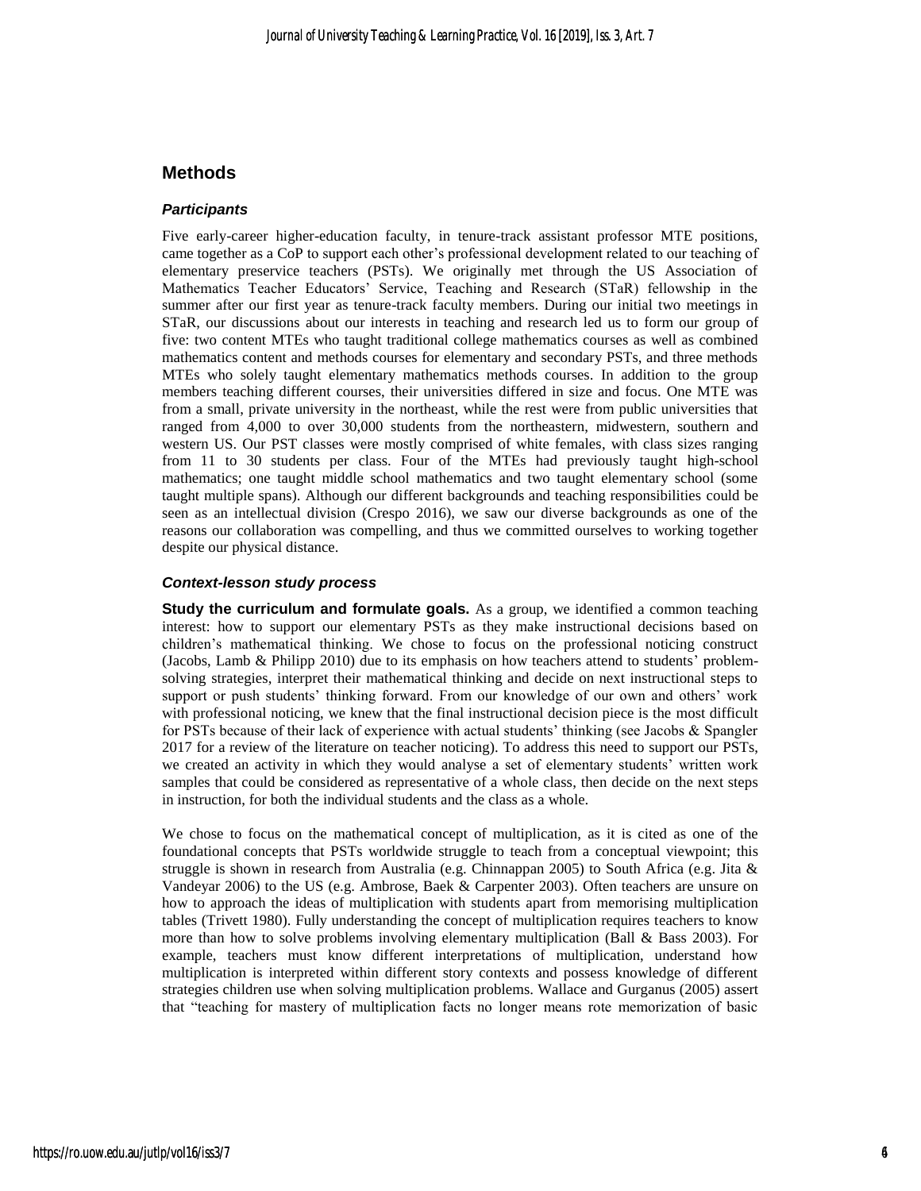## Methods

### *Participants*

Five early-career higher-education faculty, in tenure-track assistant professor MTE positions, came together as a CoP to support each other's professional development related to our teaching of elementary preservice teachers (PSTs). We originally met through the US Association of Mathematics Teacher Educators' Service, Teaching and Research (STaR) fellowship in the summer after our first year as tenure-track faculty members. During our initial two meetings in STaR, our discussions about our interests in teaching and research led us to form our group of five: two content MTEs who taught traditional college mathematics courses as well as combined mathematics content and methods courses for elementary and secondary PSTs, and three methods MTEs who solely taught elementary mathematics methods courses. In addition to the group members teaching different courses, their universities differed in size and focus. One MTE was from a small, private university in the northeast, while the rest were from public universities that ranged from 4,000 to over 30,000 students from the northeastern, midwestern, southern and western US. Our PST classes were mostly comprised of white females, with class sizes ranging from 11 to 30 students per class. Four of the MTEs had previously taught high-school mathematics; one taught middle school mathematics and two taught elementary school (some taught multiple spans). Although our different backgrounds and teaching responsibilities could be seen as an intellectual division (Crespo 2016), we saw our diverse backgrounds as one of the reasons our collaboration was compelling, and thus we committed ourselves to working together despite our physical distance.

### *Context-lesson study process*

**Study the curriculum and formulate goals.** As a group, we identified a common teaching interest: how to support our elementary PSTs as they make instructional decisions based on children's mathematical thinking. We chose to focus on the professional noticing construct (Jacobs, Lamb & Philipp 2010) due to its emphasis on how teachers attend to students' problem-solving strategies, interpret their mathematical thinking and decide on next instructional steps to support or push students' thinking forward. From our knowledge of our own and others' work with professional noticing, we knew that the final instructional decision piece is the most difficult for PSTs because of their lack of experience with actual students' thinking (see Jacobs & Spangler 2017 for a review of the literature on teacher noticing). To address this need to support our PSTs, we created an activity in which they would analyse a set of elementary students' written work samples that could be considered as representative of a whole class, then decide on the next steps in instruction, for both the individual students and the class as a whole.

We chose to focus on the mathematical concept of multiplication, as it is cited as one of the foundational concepts that PSTs worldwide struggle to teach from a conceptual viewpoint; this struggle is shown in research from Australia (e.g. Chinnappan 2005) to South Africa (e.g. Jita & Vandeyar 2006) to the US (e.g. Ambrose, Baek & Carpenter 2003). Often teachers are unsure on how to approach the ideas of multiplication with students apart from memorising multiplication tables (Trivett 1980). Fully understanding the concept of multiplication requires teachers to know more than how to solve problems involving elementary multiplication (Ball & Bass 2003). For example, teachers must know different interpretations of multiplication, understand how multiplication is interpreted within different story contexts and possess knowledge of different strategies children use when solving multiplication problems. Wallace and Gurganus (2005) assert that "teaching for mastery of multiplication facts no longer means rote memorization of basic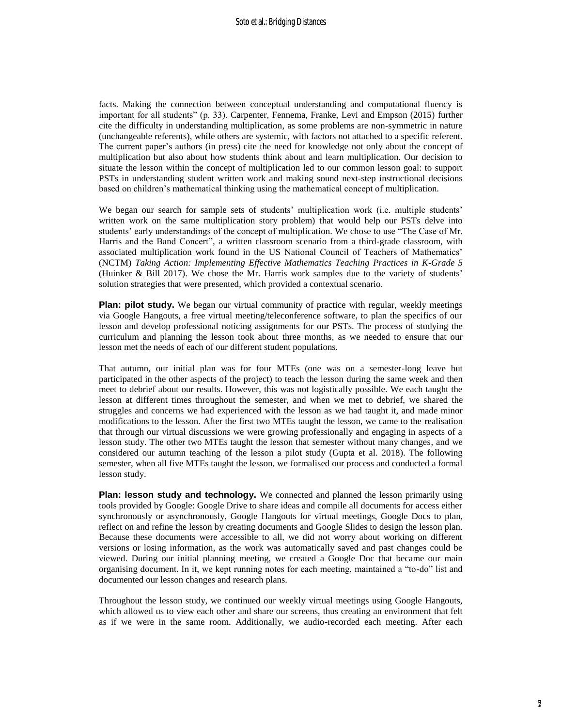facts. Making the connection between conceptual understanding and computational fluency is important for all students" (p. 33). Carpenter, Fennema, Franke, Levi and Empson (2015) further cite the difficulty in understanding multiplication, as some problems are non-symmetric in nature (unchangeable referents), while others are systemic, with factors not attached to a specific referent. The current paper's authors (in press) cite the need for knowledge not only about the concept of multiplication but also about how students think about and learn multiplication. Our decision to situate the lesson within the concept of multiplication led to our common lesson goal: to support PSTs in understanding student written work and making sound next-step instructional decisions based on children's mathematical thinking using the mathematical concept of multiplication.

We began our search for sample sets of students' multiplication work (i.e. multiple students' written work on the same multiplication story problem) that would help our PSTs delve into students' early understandings of the concept of multiplication. We chose to use "The Case of Mr. Harris and the Band Concert", a written classroom scenario from a third-grade classroom, with associated multiplication work found in the US National Council of Teachers of Mathematics' (NCTM) *Taking Action: Implementing Effective Mathematics Teaching Practices in K-Grade 5* (Huinker & Bill 2017). We chose the Mr. Harris work samples due to the variety of students' solution strategies that were presented, which provided a contextual scenario.

**Plan: pilot study.** We began our virtual community of practice with regular, weekly meetings via Google Hangouts, a free virtual meeting/teleconference software, to plan the specifics of our lesson and develop professional noticing assignments for our PSTs. The process of studying the curriculum and planning the lesson took about three months, as we needed to ensure that our lesson met the needs of each of our different student populations.

That autumn, our initial plan was for four MTEs (one was on a semester-long leave but participated in the other aspects of the project) to teach the lesson during the same week and then meet to debrief about our results. However, this was not logistically possible. We each taught the lesson at different times throughout the semester, and when we met to debrief, we shared the struggles and concerns we had experienced with the lesson as we had taught it, and made minor modifications to the lesson. After the first two MTEs taught the lesson, we came to the realisation that through our virtual discussions we were growing professionally and engaging in aspects of a lesson study. The other two MTEs taught the lesson that semester without many changes, and we considered our autumn teaching of the lesson a pilot study (Gupta et al. 2018). The following semester, when all five MTEs taught the lesson, we formalised our process and conducted a formal lesson study.

**Plan: lesson study and technology.** We connected and planned the lesson primarily using tools provided by Google: Google Drive to share ideas and compile all documents for access either synchronously or asynchronously, Google Hangouts for virtual meetings, Google Docs to plan, reflect on and refine the lesson by creating documents and Google Slides to design the lesson plan. Because these documents were accessible to all, we did not worry about working on different versions or losing information, as the work was automatically saved and past changes could be viewed. During our initial planning meeting, we created a Google Doc that became our main organising document. In it, we kept running notes for each meeting, maintained a "to-do" list and documented our lesson changes and research plans.

Throughout the lesson study, we continued our weekly virtual meetings using Google Hangouts, which allowed us to view each other and share our screens, thus creating an environment that felt as if we were in the same room. Additionally, we audio-recorded each meeting. After each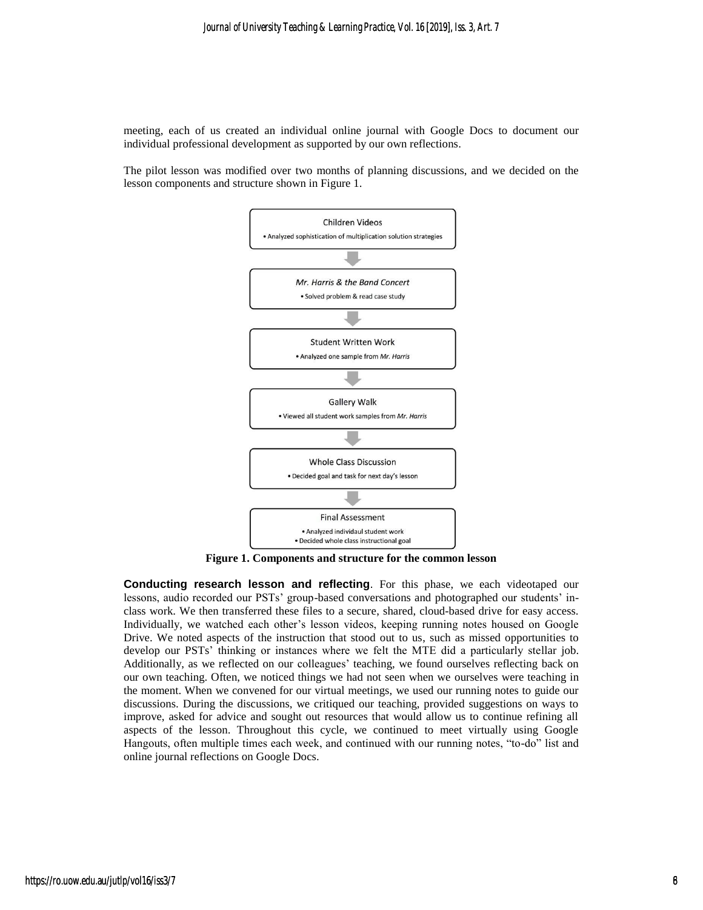meeting, each of us created an individual online journal with Google Docs to document our individual professional development as supported by our own reflections.

The pilot lesson was modified over two months of planning discussions, and we decided on the lesson components and structure shown in Figure 1.

Children Videos
- Analyzed sophistication of multiplication solution strategies

*Mr. Harris & the Band Concert*
- Solved problem & read case study

Student Written Work
- Analyzed one sample from *Mr. Harris*

Gallery Walk
- Viewed all student work samples from *Mr. Harris*

Whole Class Discussion
- Decided goal and task for next day's lesson

Final Assessment
- Analyzed individaul student work
- Decided whole class instructional goal

**Figure 1. Components and structure for the common lesson**

**Conducting research lesson and reflecting**. For this phase, we each videotaped our lessons, audio recorded our PSTs' group-based conversations and photographed our students' in-class work. We then transferred these files to a secure, shared, cloud-based drive for easy access. Individually, we watched each other's lesson videos, keeping running notes housed on Google Drive. We noted aspects of the instruction that stood out to us, such as missed opportunities to develop our PSTs' thinking or instances where we felt the MTE did a particularly stellar job. Additionally, as we reflected on our colleagues' teaching, we found ourselves reflecting back on our own teaching. Often, we noticed things we had not seen when we ourselves were teaching in the moment. When we convened for our virtual meetings, we used our running notes to guide our discussions. During the discussions, we critiqued our teaching, provided suggestions on ways to improve, asked for advice and sought out resources that would allow us to continue refining all aspects of the lesson. Throughout this cycle, we continued to meet virtually using Google Hangouts, often multiple times each week, and continued with our running notes, "to-do" list and online journal reflections on Google Docs.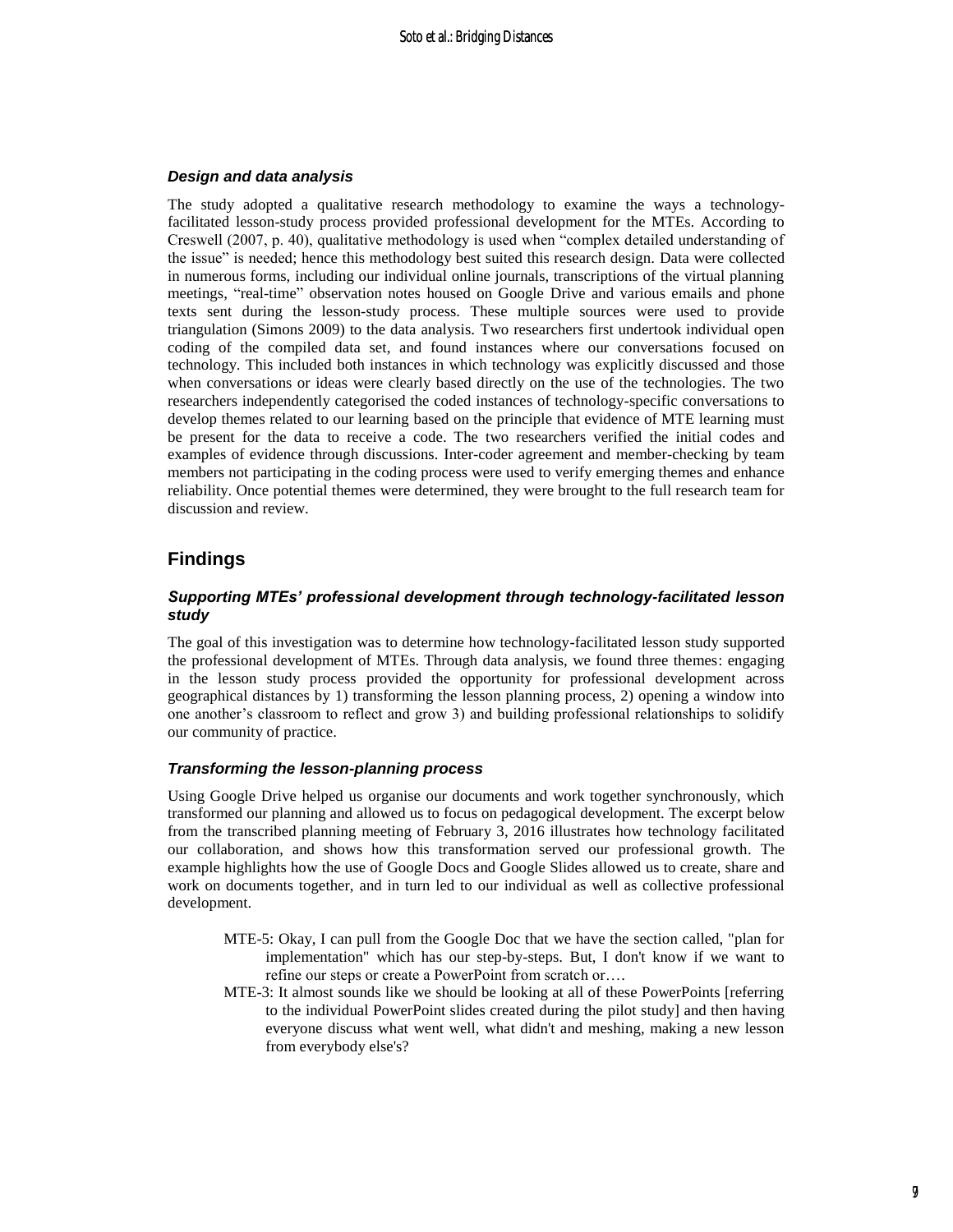### *Design and data analysis*

The study adopted a qualitative research methodology to examine the ways a technology-facilitated lesson-study process provided professional development for the MTEs. According to Creswell (2007, p. 40), qualitative methodology is used when "complex detailed understanding of the issue" is needed; hence this methodology best suited this research design. Data were collected in numerous forms, including our individual online journals, transcriptions of the virtual planning meetings, "real-time" observation notes housed on Google Drive and various emails and phone texts sent during the lesson-study process. These multiple sources were used to provide triangulation (Simons 2009) to the data analysis. Two researchers first undertook individual open coding of the compiled data set, and found instances where our conversations focused on technology. This included both instances in which technology was explicitly discussed and those when conversations or ideas were clearly based directly on the use of the technologies. The two researchers independently categorised the coded instances of technology-specific conversations to develop themes related to our learning based on the principle that evidence of MTE learning must be present for the data to receive a code. The two researchers verified the initial codes and examples of evidence through discussions. Inter-coder agreement and member-checking by team members not participating in the coding process were used to verify emerging themes and enhance reliability. Once potential themes were determined, they were brought to the full research team for discussion and review.

## Findings

### *Supporting MTEs' professional development through technology-facilitated lesson study*

The goal of this investigation was to determine how technology-facilitated lesson study supported the professional development of MTEs. Through data analysis, we found three themes: engaging in the lesson study process provided the opportunity for professional development across geographical distances by 1) transforming the lesson planning process, 2) opening a window into one another's classroom to reflect and grow 3) and building professional relationships to solidify our community of practice.

### *Transforming the lesson-planning process*

Using Google Drive helped us organise our documents and work together synchronously, which transformed our planning and allowed us to focus on pedagogical development. The excerpt below from the transcribed planning meeting of February 3, 2016 illustrates how technology facilitated our collaboration, and shows how this transformation served our professional growth. The example highlights how the use of Google Docs and Google Slides allowed us to create, share and work on documents together, and in turn led to our individual as well as collective professional development.

> MTE-5: Okay, I can pull from the Google Doc that we have the section called, "plan for implementation" which has our step-by-steps. But, I don't know if we want to refine our steps or create a PowerPoint from scratch or….
>
> MTE-3: It almost sounds like we should be looking at all of these PowerPoints [referring to the individual PowerPoint slides created during the pilot study] and then having everyone discuss what went well, what didn't and meshing, making a new lesson from everybody else's?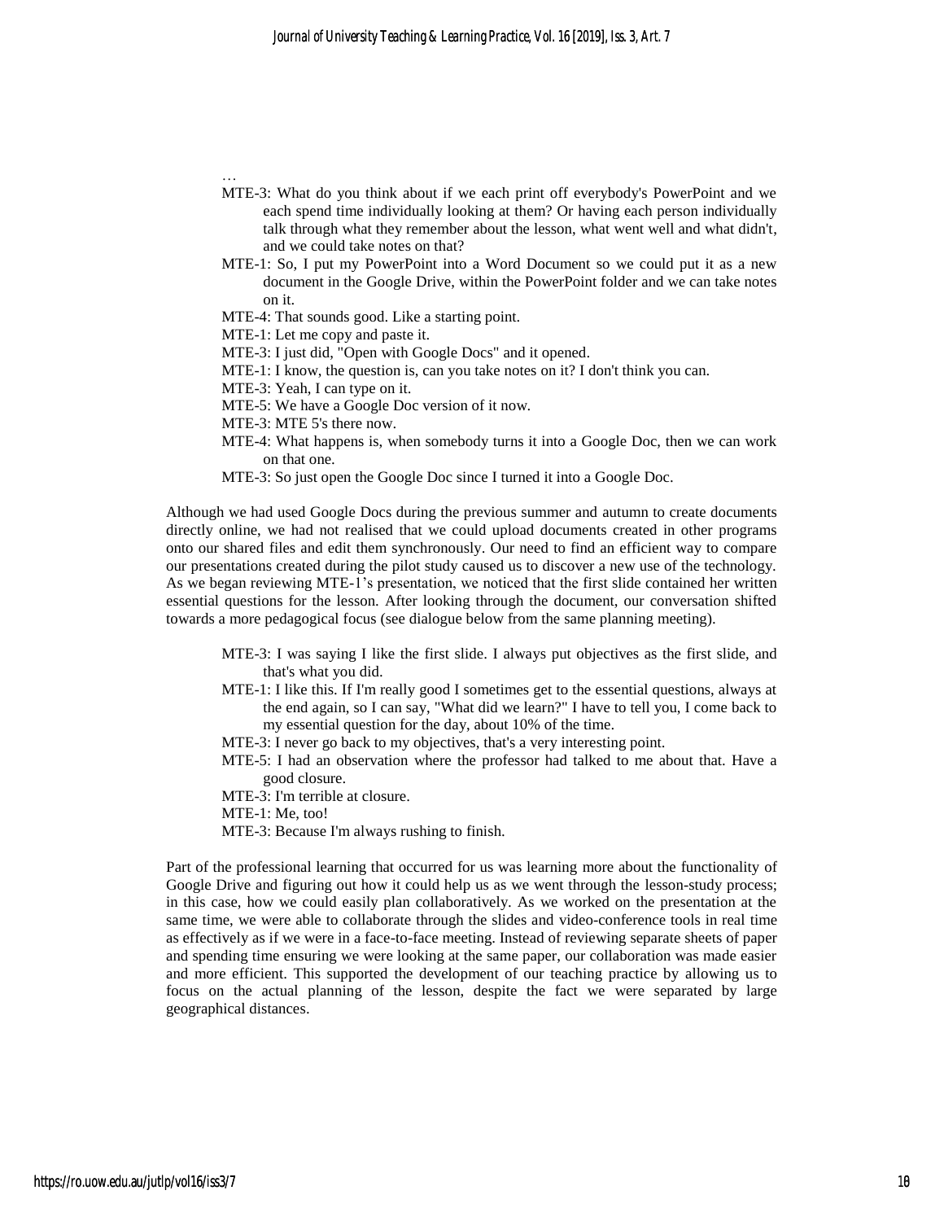…

> MTE-3: What do you think about if we each print off everybody's PowerPoint and we each spend time individually looking at them? Or having each person individually talk through what they remember about the lesson, what went well and what didn't, and we could take notes on that?
>
> MTE-1: So, I put my PowerPoint into a Word Document so we could put it as a new document in the Google Drive, within the PowerPoint folder and we can take notes on it.
>
> MTE-4: That sounds good. Like a starting point.
>
> MTE-1: Let me copy and paste it.
>
> MTE-3: I just did, "Open with Google Docs" and it opened.
>
> MTE-1: I know, the question is, can you take notes on it? I don't think you can.
>
> MTE-3: Yeah, I can type on it.
>
> MTE-5: We have a Google Doc version of it now.
>
> MTE-3: MTE 5's there now.
>
> MTE-4: What happens is, when somebody turns it into a Google Doc, then we can work on that one.
>
> MTE-3: So just open the Google Doc since I turned it into a Google Doc.

Although we had used Google Docs during the previous summer and autumn to create documents directly online, we had not realised that we could upload documents created in other programs onto our shared files and edit them synchronously. Our need to find an efficient way to compare our presentations created during the pilot study caused us to discover a new use of the technology. As we began reviewing MTE-1's presentation, we noticed that the first slide contained her written essential questions for the lesson. After looking through the document, our conversation shifted towards a more pedagogical focus (see dialogue below from the same planning meeting).

> MTE-3: I was saying I like the first slide. I always put objectives as the first slide, and that's what you did.
>
> MTE-1: I like this. If I'm really good I sometimes get to the essential questions, always at the end again, so I can say, "What did we learn?" I have to tell you, I come back to my essential question for the day, about 10% of the time.
>
> MTE-3: I never go back to my objectives, that's a very interesting point.
>
> MTE-5: I had an observation where the professor had talked to me about that. Have a good closure.
>
> MTE-3: I'm terrible at closure.
>
> MTE-1: Me, too!
>
> MTE-3: Because I'm always rushing to finish.

Part of the professional learning that occurred for us was learning more about the functionality of Google Drive and figuring out how it could help us as we went through the lesson-study process; in this case, how we could easily plan collaboratively. As we worked on the presentation at the same time, we were able to collaborate through the slides and video-conference tools in real time as effectively as if we were in a face-to-face meeting. Instead of reviewing separate sheets of paper and spending time ensuring we were looking at the same paper, our collaboration was made easier and more efficient. This supported the development of our teaching practice by allowing us to focus on the actual planning of the lesson, despite the fact we were separated by large geographical distances.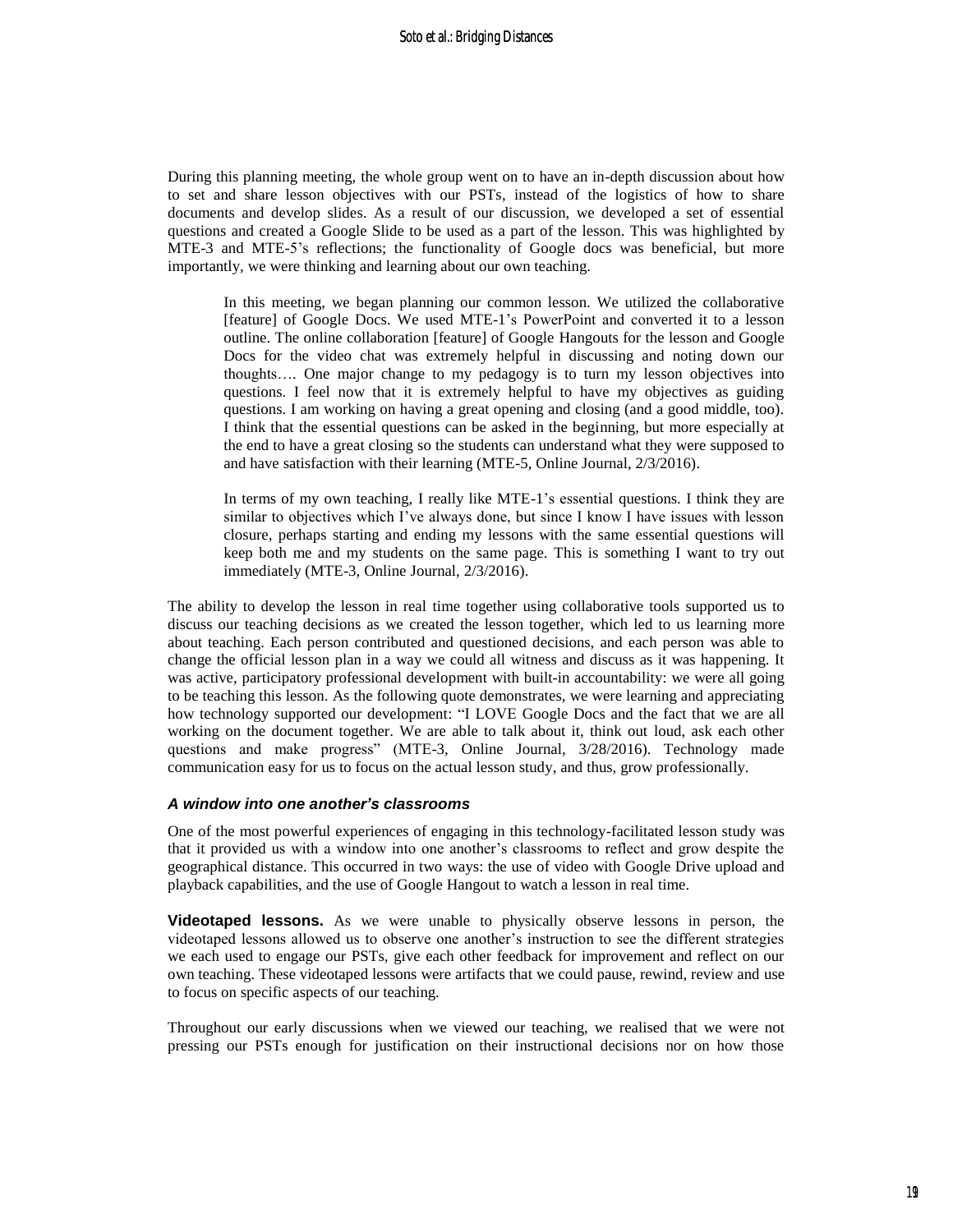During this planning meeting, the whole group went on to have an in-depth discussion about how to set and share lesson objectives with our PSTs, instead of the logistics of how to share documents and develop slides. As a result of our discussion, we developed a set of essential questions and created a Google Slide to be used as a part of the lesson. This was highlighted by MTE-3 and MTE-5's reflections; the functionality of Google docs was beneficial, but more importantly, we were thinking and learning about our own teaching.

> In this meeting, we began planning our common lesson. We utilized the collaborative [feature] of Google Docs. We used MTE-1's PowerPoint and converted it to a lesson outline. The online collaboration [feature] of Google Hangouts for the lesson and Google Docs for the video chat was extremely helpful in discussing and noting down our thoughts…. One major change to my pedagogy is to turn my lesson objectives into questions. I feel now that it is extremely helpful to have my objectives as guiding questions. I am working on having a great opening and closing (and a good middle, too). I think that the essential questions can be asked in the beginning, but more especially at the end to have a great closing so the students can understand what they were supposed to and have satisfaction with their learning (MTE-5, Online Journal, 2/3/2016).

> In terms of my own teaching, I really like MTE-1's essential questions. I think they are similar to objectives which I've always done, but since I know I have issues with lesson closure, perhaps starting and ending my lessons with the same essential questions will keep both me and my students on the same page. This is something I want to try out immediately (MTE-3, Online Journal, 2/3/2016).

The ability to develop the lesson in real time together using collaborative tools supported us to discuss our teaching decisions as we created the lesson together, which led to us learning more about teaching. Each person contributed and questioned decisions, and each person was able to change the official lesson plan in a way we could all witness and discuss as it was happening. It was active, participatory professional development with built-in accountability: we were all going to be teaching this lesson. As the following quote demonstrates, we were learning and appreciating how technology supported our development: "I LOVE Google Docs and the fact that we are all working on the document together. We are able to talk about it, think out loud, ask each other questions and make progress" (MTE-3, Online Journal, 3/28/2016). Technology made communication easy for us to focus on the actual lesson study, and thus, grow professionally.

### *A window into one another's classrooms*

One of the most powerful experiences of engaging in this technology-facilitated lesson study was that it provided us with a window into one another's classrooms to reflect and grow despite the geographical distance. This occurred in two ways: the use of video with Google Drive upload and playback capabilities, and the use of Google Hangout to watch a lesson in real time.

**Videotaped lessons.** As we were unable to physically observe lessons in person, the videotaped lessons allowed us to observe one another's instruction to see the different strategies we each used to engage our PSTs, give each other feedback for improvement and reflect on our own teaching. These videotaped lessons were artifacts that we could pause, rewind, review and use to focus on specific aspects of our teaching.

Throughout our early discussions when we viewed our teaching, we realised that we were not pressing our PSTs enough for justification on their instructional decisions nor on how those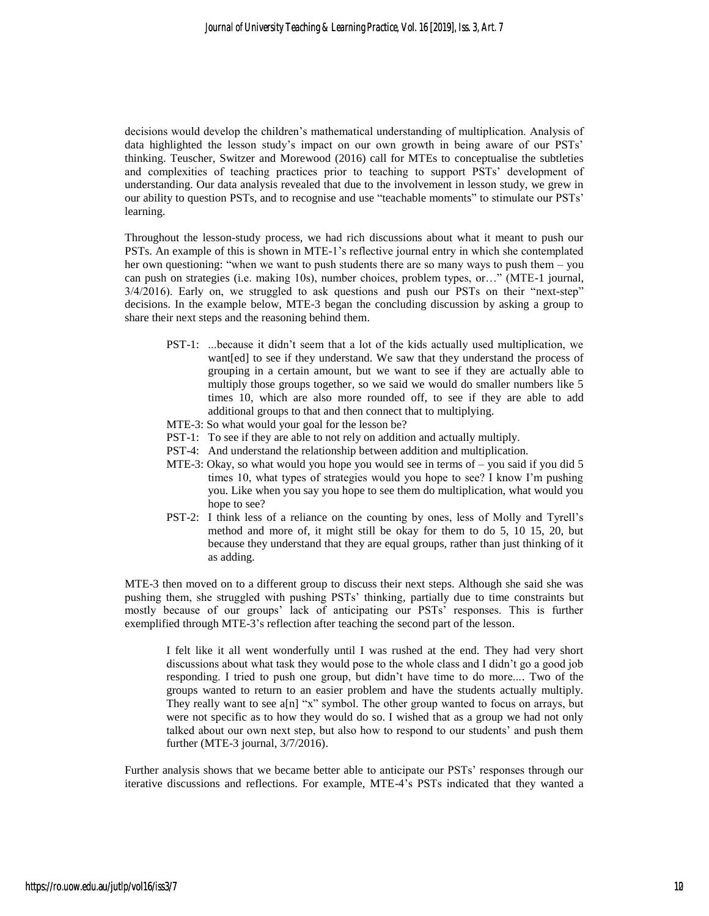decisions would develop the children's mathematical understanding of multiplication. Analysis of data highlighted the lesson study's impact on our own growth in being aware of our PSTs' thinking. Teuscher, Switzer and Morewood (2016) call for MTEs to conceptualise the subtleties and complexities of teaching practices prior to teaching to support PSTs' development of understanding. Our data analysis revealed that due to the involvement in lesson study, we grew in our ability to question PSTs, and to recognise and use "teachable moments" to stimulate our PSTs' learning.

Throughout the lesson-study process, we had rich discussions about what it meant to push our PSTs. An example of this is shown in MTE-1's reflective journal entry in which she contemplated her own questioning: "when we want to push students there are so many ways to push them – you can push on strategies (i.e. making 10s), number choices, problem types, or…" (MTE-1 journal, 3/4/2016). Early on, we struggled to ask questions and push our PSTs on their "next-step" decisions. In the example below, MTE-3 began the concluding discussion by asking a group to share their next steps and the reasoning behind them.

> PST-1: ...because it didn't seem that a lot of the kids actually used multiplication, we want[ed] to see if they understand. We saw that they understand the process of grouping in a certain amount, but we want to see if they are actually able to multiply those groups together, so we said we would do smaller numbers like 5 times 10, which are also more rounded off, to see if they are able to add additional groups to that and then connect that to multiplying.
>
> MTE-3: So what would your goal for the lesson be?
>
> PST-1: To see if they are able to not rely on addition and actually multiply.
>
> PST-4: And understand the relationship between addition and multiplication.
>
> MTE-3: Okay, so what would you hope you would see in terms of – you said if you did 5 times 10, what types of strategies would you hope to see? I know I'm pushing you. Like when you say you hope to see them do multiplication, what would you hope to see?
>
> PST-2: I think less of a reliance on the counting by ones, less of Molly and Tyrell's method and more of, it might still be okay for them to do 5, 10 15, 20, but because they understand that they are equal groups, rather than just thinking of it as adding.

MTE-3 then moved on to a different group to discuss their next steps. Although she said she was pushing them, she struggled with pushing PSTs' thinking, partially due to time constraints but mostly because of our groups' lack of anticipating our PSTs' responses. This is further exemplified through MTE-3's reflection after teaching the second part of the lesson.

> I felt like it all went wonderfully until I was rushed at the end. They had very short discussions about what task they would pose to the whole class and I didn't go a good job responding. I tried to push one group, but didn't have time to do more.... Two of the groups wanted to return to an easier problem and have the students actually multiply. They really want to see a[n] "x" symbol. The other group wanted to focus on arrays, but were not specific as to how they would do so. I wished that as a group we had not only talked about our own next step, but also how to respond to our students' and push them further (MTE-3 journal, 3/7/2016).

Further analysis shows that we became better able to anticipate our PSTs' responses through our iterative discussions and reflections. For example, MTE-4's PSTs indicated that they wanted a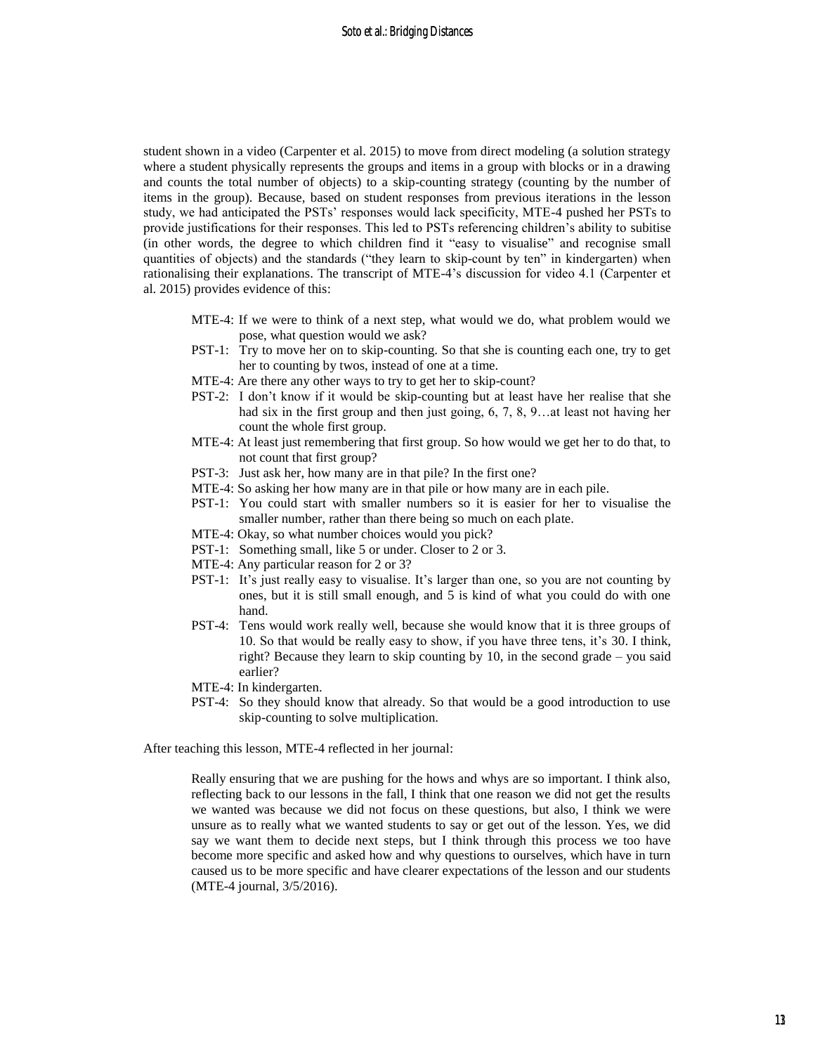student shown in a video (Carpenter et al. 2015) to move from direct modeling (a solution strategy where a student physically represents the groups and items in a group with blocks or in a drawing and counts the total number of objects) to a skip-counting strategy (counting by the number of items in the group). Because, based on student responses from previous iterations in the lesson study, we had anticipated the PSTs' responses would lack specificity, MTE-4 pushed her PSTs to provide justifications for their responses. This led to PSTs referencing children's ability to subitise (in other words, the degree to which children find it "easy to visualise" and recognise small quantities of objects) and the standards ("they learn to skip-count by ten" in kindergarten) when rationalising their explanations. The transcript of MTE-4's discussion for video 4.1 (Carpenter et al. 2015) provides evidence of this:

> MTE-4: If we were to think of a next step, what would we do, what problem would we pose, what question would we ask?
>
> PST-1: Try to move her on to skip-counting. So that she is counting each one, try to get her to counting by twos, instead of one at a time.
>
> MTE-4: Are there any other ways to try to get her to skip-count?
>
> PST-2: I don't know if it would be skip-counting but at least have her realise that she had six in the first group and then just going, 6, 7, 8, 9…at least not having her count the whole first group.
>
> MTE-4: At least just remembering that first group. So how would we get her to do that, to not count that first group?
>
> PST-3: Just ask her, how many are in that pile? In the first one?
>
> MTE-4: So asking her how many are in that pile or how many are in each pile.
>
> PST-1: You could start with smaller numbers so it is easier for her to visualise the smaller number, rather than there being so much on each plate.
>
> MTE-4: Okay, so what number choices would you pick?
>
> PST-1: Something small, like 5 or under. Closer to 2 or 3.
>
> MTE-4: Any particular reason for 2 or 3?
>
> PST-1: It's just really easy to visualise. It's larger than one, so you are not counting by ones, but it is still small enough, and 5 is kind of what you could do with one hand.
>
> PST-4: Tens would work really well, because she would know that it is three groups of 10. So that would be really easy to show, if you have three tens, it's 30. I think, right? Because they learn to skip counting by 10, in the second grade – you said earlier?
>
> MTE-4: In kindergarten.
>
> PST-4: So they should know that already. So that would be a good introduction to use skip-counting to solve multiplication.

After teaching this lesson, MTE-4 reflected in her journal:

> Really ensuring that we are pushing for the hows and whys are so important. I think also, reflecting back to our lessons in the fall, I think that one reason we did not get the results we wanted was because we did not focus on these questions, but also, I think we were unsure as to really what we wanted students to say or get out of the lesson. Yes, we did say we want them to decide next steps, but I think through this process we too have become more specific and asked how and why questions to ourselves, which have in turn caused us to be more specific and have clearer expectations of the lesson and our students (MTE-4 journal, 3/5/2016).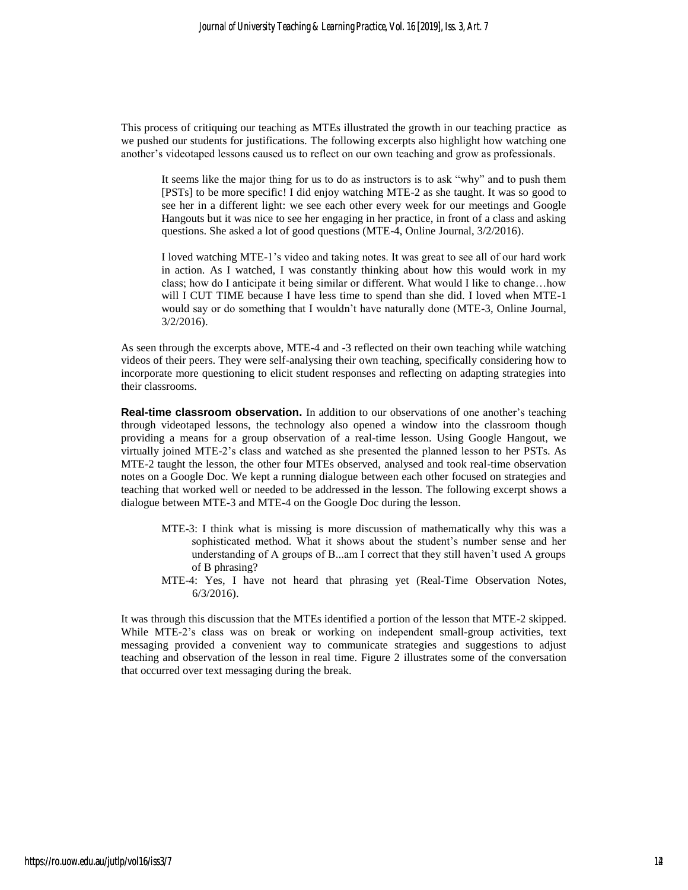This process of critiquing our teaching as MTEs illustrated the growth in our teaching practice as we pushed our students for justifications. The following excerpts also highlight how watching one another's videotaped lessons caused us to reflect on our own teaching and grow as professionals.

> It seems like the major thing for us to do as instructors is to ask "why" and to push them [PSTs] to be more specific! I did enjoy watching MTE-2 as she taught. It was so good to see her in a different light: we see each other every week for our meetings and Google Hangouts but it was nice to see her engaging in her practice, in front of a class and asking questions. She asked a lot of good questions (MTE-4, Online Journal, 3/2/2016).

> I loved watching MTE-1's video and taking notes. It was great to see all of our hard work in action. As I watched, I was constantly thinking about how this would work in my class; how do I anticipate it being similar or different. What would I like to change…how will I CUT TIME because I have less time to spend than she did. I loved when MTE-1 would say or do something that I wouldn't have naturally done (MTE-3, Online Journal, 3/2/2016).

As seen through the excerpts above, MTE-4 and -3 reflected on their own teaching while watching videos of their peers. They were self-analysing their own teaching, specifically considering how to incorporate more questioning to elicit student responses and reflecting on adapting strategies into their classrooms.

**Real-time classroom observation.** In addition to our observations of one another's teaching through videotaped lessons, the technology also opened a window into the classroom though providing a means for a group observation of a real-time lesson. Using Google Hangout, we virtually joined MTE-2's class and watched as she presented the planned lesson to her PSTs. As MTE-2 taught the lesson, the other four MTEs observed, analysed and took real-time observation notes on a Google Doc. We kept a running dialogue between each other focused on strategies and teaching that worked well or needed to be addressed in the lesson. The following excerpt shows a dialogue between MTE-3 and MTE-4 on the Google Doc during the lesson.

> MTE-3: I think what is missing is more discussion of mathematically why this was a sophisticated method. What it shows about the student's number sense and her understanding of A groups of B...am I correct that they still haven't used A groups of B phrasing?
>
> MTE-4: Yes, I have not heard that phrasing yet (Real-Time Observation Notes, 6/3/2016).

It was through this discussion that the MTEs identified a portion of the lesson that MTE-2 skipped. While MTE-2's class was on break or working on independent small-group activities, text messaging provided a convenient way to communicate strategies and suggestions to adjust teaching and observation of the lesson in real time. Figure 2 illustrates some of the conversation that occurred over text messaging during the break.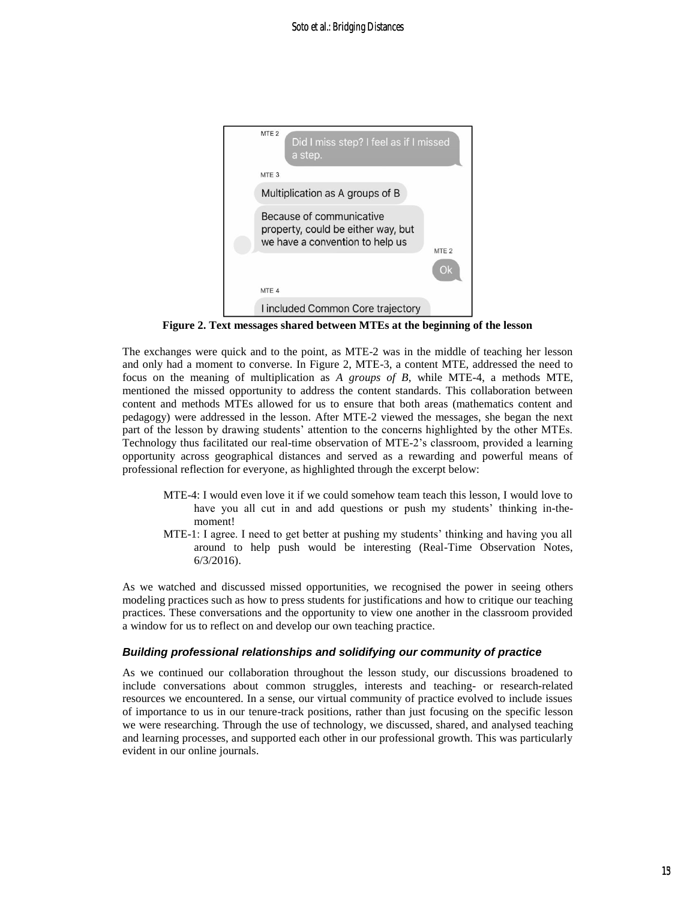MTE 2

Did I miss step? I feel as if I missed a step.

MTE 3

Multiplication as A groups of B

Because of communicative property, could be either way, but we have a convention to help us

MTE 2

Ok

MTE 4

I included Common Core trajectory

**Figure 2. Text messages shared between MTEs at the beginning of the lesson**

The exchanges were quick and to the point, as MTE-2 was in the middle of teaching her lesson and only had a moment to converse. In Figure 2, MTE-3, a content MTE, addressed the need to focus on the meaning of multiplication as *A groups of B*, while MTE-4, a methods MTE, mentioned the missed opportunity to address the content standards. This collaboration between content and methods MTEs allowed for us to ensure that both areas (mathematics content and pedagogy) were addressed in the lesson. After MTE-2 viewed the messages, she began the next part of the lesson by drawing students' attention to the concerns highlighted by the other MTEs. Technology thus facilitated our real-time observation of MTE-2's classroom, provided a learning opportunity across geographical distances and served as a rewarding and powerful means of professional reflection for everyone, as highlighted through the excerpt below:

> MTE-4: I would even love it if we could somehow team teach this lesson, I would love to have you all cut in and add questions or push my students' thinking in-the-moment!
>
> MTE-1: I agree. I need to get better at pushing my students' thinking and having you all around to help push would be interesting (Real-Time Observation Notes, 6/3/2016).

As we watched and discussed missed opportunities, we recognised the power in seeing others modeling practices such as how to press students for justifications and how to critique our teaching practices. These conversations and the opportunity to view one another in the classroom provided a window for us to reflect on and develop our own teaching practice.

#### *Building professional relationships and solidifying our community of practice*

As we continued our collaboration throughout the lesson study, our discussions broadened to include conversations about common struggles, interests and teaching- or research-related resources we encountered. In a sense, our virtual community of practice evolved to include issues of importance to us in our tenure-track positions, rather than just focusing on the specific lesson we were researching. Through the use of technology, we discussed, shared, and analysed teaching and learning processes, and supported each other in our professional growth. This was particularly evident in our online journals.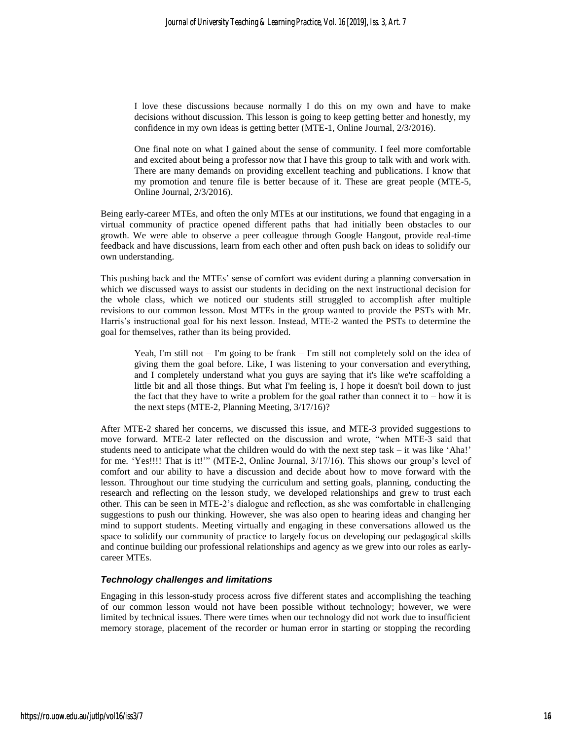> I love these discussions because normally I do this on my own and have to make decisions without discussion. This lesson is going to keep getting better and honestly, my confidence in my own ideas is getting better (MTE-1, Online Journal, 2/3/2016).

> One final note on what I gained about the sense of community. I feel more comfortable and excited about being a professor now that I have this group to talk with and work with. There are many demands on providing excellent teaching and publications. I know that my promotion and tenure file is better because of it. These are great people (MTE-5, Online Journal, 2/3/2016).

Being early-career MTEs, and often the only MTEs at our institutions, we found that engaging in a virtual community of practice opened different paths that had initially been obstacles to our growth. We were able to observe a peer colleague through Google Hangout, provide real-time feedback and have discussions, learn from each other and often push back on ideas to solidify our own understanding.

This pushing back and the MTEs' sense of comfort was evident during a planning conversation in which we discussed ways to assist our students in deciding on the next instructional decision for the whole class, which we noticed our students still struggled to accomplish after multiple revisions to our common lesson. Most MTEs in the group wanted to provide the PSTs with Mr. Harris's instructional goal for his next lesson. Instead, MTE-2 wanted the PSTs to determine the goal for themselves, rather than its being provided.

> Yeah, I'm still not – I'm going to be frank – I'm still not completely sold on the idea of giving them the goal before. Like, I was listening to your conversation and everything, and I completely understand what you guys are saying that it's like we're scaffolding a little bit and all those things. But what I'm feeling is, I hope it doesn't boil down to just the fact that they have to write a problem for the goal rather than connect it to – how it is the next steps (MTE-2, Planning Meeting, 3/17/16)?

After MTE-2 shared her concerns, we discussed this issue, and MTE-3 provided suggestions to move forward. MTE-2 later reflected on the discussion and wrote, "when MTE-3 said that students need to anticipate what the children would do with the next step task – it was like 'Aha!' for me. 'Yes!!!! That is it!'" (MTE-2, Online Journal, 3/17/16). This shows our group's level of comfort and our ability to have a discussion and decide about how to move forward with the lesson. Throughout our time studying the curriculum and setting goals, planning, conducting the research and reflecting on the lesson study, we developed relationships and grew to trust each other. This can be seen in MTE-2's dialogue and reflection, as she was comfortable in challenging suggestions to push our thinking. However, she was also open to hearing ideas and changing her mind to support students. Meeting virtually and engaging in these conversations allowed us the space to solidify our community of practice to largely focus on developing our pedagogical skills and continue building our professional relationships and agency as we grew into our roles as early-career MTEs.

### *Technology challenges and limitations*

Engaging in this lesson-study process across five different states and accomplishing the teaching of our common lesson would not have been possible without technology; however, we were limited by technical issues. There were times when our technology did not work due to insufficient memory storage, placement of the recorder or human error in starting or stopping the recording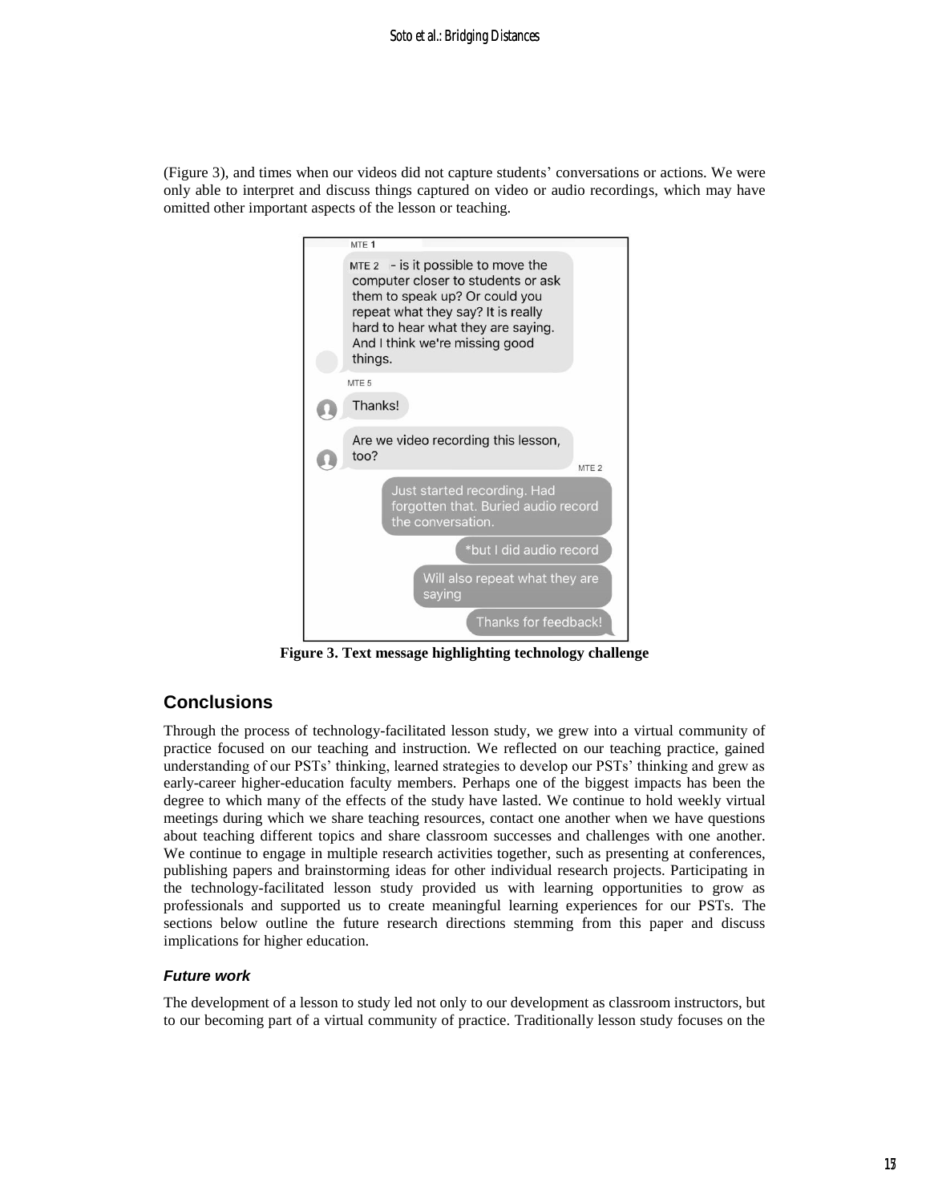(Figure 3), and times when our videos did not capture students' conversations or actions. We were only able to interpret and discuss things captured on video or audio recordings, which may have omitted other important aspects of the lesson or teaching.

MTE 1

MTE 2 - is it possible to move the computer closer to students or ask them to speak up? Or could you repeat what they say? It is really hard to hear what they are saying. And I think we're missing good things.

MTE 5

Thanks!

Are we video recording this lesson, too?

MTE 2

Just started recording. Had forgotten that. Buried audio record the conversation.

*but I did audio record

Will also repeat what they are saying

Thanks for feedback!

**Figure 3. Text message highlighting technology challenge**

## Conclusions

Through the process of technology-facilitated lesson study, we grew into a virtual community of practice focused on our teaching and instruction. We reflected on our teaching practice, gained understanding of our PSTs' thinking, learned strategies to develop our PSTs' thinking and grew as early-career higher-education faculty members. Perhaps one of the biggest impacts has been the degree to which many of the effects of the study have lasted. We continue to hold weekly virtual meetings during which we share teaching resources, contact one another when we have questions about teaching different topics and share classroom successes and challenges with one another. We continue to engage in multiple research activities together, such as presenting at conferences, publishing papers and brainstorming ideas for other individual research projects. Participating in the technology-facilitated lesson study provided us with learning opportunities to grow as professionals and supported us to create meaningful learning experiences for our PSTs. The sections below outline the future research directions stemming from this paper and discuss implications for higher education.

### *Future work*

The development of a lesson to study led not only to our development as classroom instructors, but to our becoming part of a virtual community of practice. Traditionally lesson study focuses on the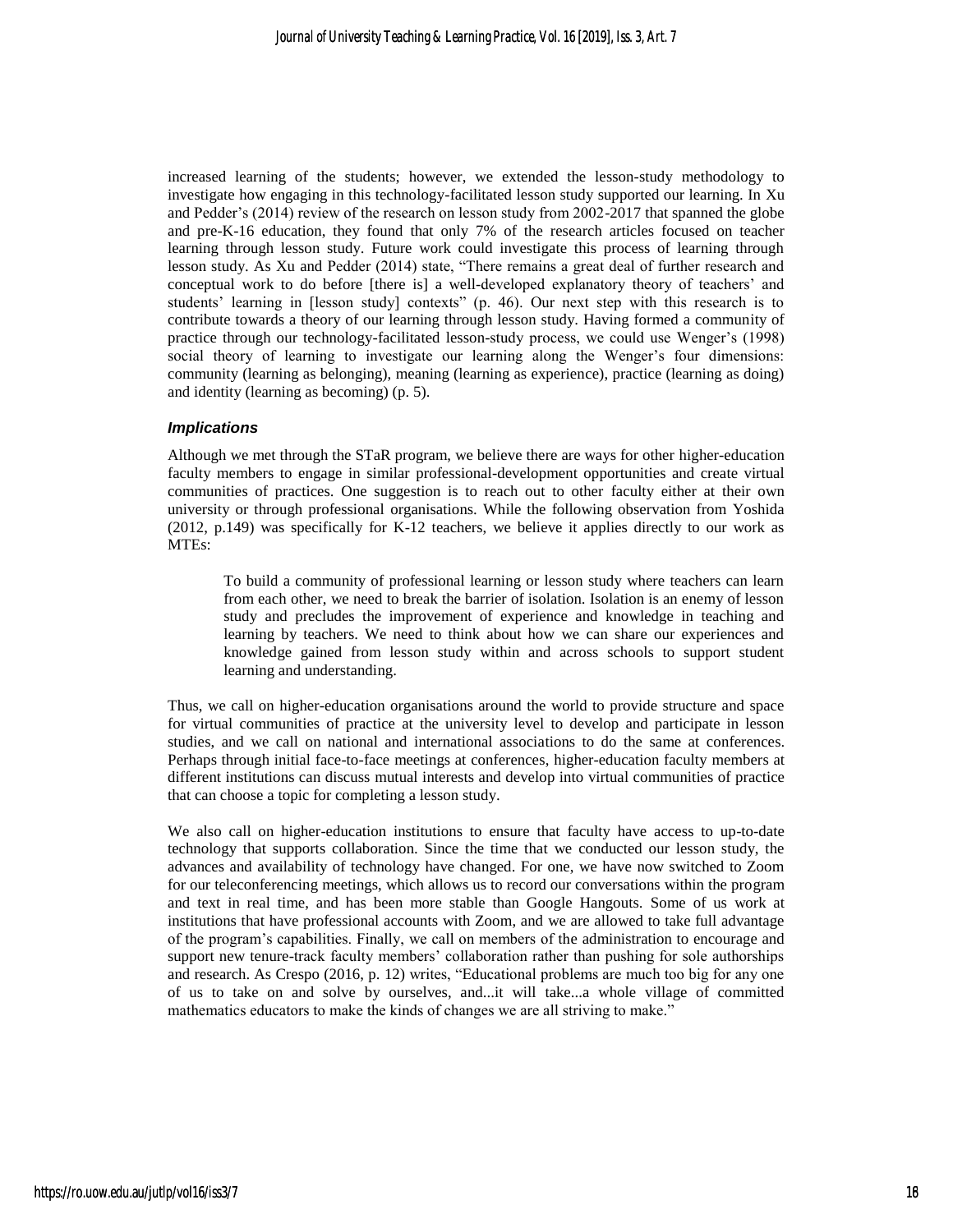increased learning of the students; however, we extended the lesson-study methodology to investigate how engaging in this technology-facilitated lesson study supported our learning. In Xu and Pedder's (2014) review of the research on lesson study from 2002-2017 that spanned the globe and pre-K-16 education, they found that only 7% of the research articles focused on teacher learning through lesson study. Future work could investigate this process of learning through lesson study. As Xu and Pedder (2014) state, "There remains a great deal of further research and conceptual work to do before [there is] a well-developed explanatory theory of teachers' and students' learning in [lesson study] contexts" (p. 46). Our next step with this research is to contribute towards a theory of our learning through lesson study. Having formed a community of practice through our technology-facilitated lesson-study process, we could use Wenger's (1998) social theory of learning to investigate our learning along the Wenger's four dimensions: community (learning as belonging), meaning (learning as experience), practice (learning as doing) and identity (learning as becoming) (p. 5).

### *Implications*

Although we met through the STaR program, we believe there are ways for other higher-education faculty members to engage in similar professional-development opportunities and create virtual communities of practices. One suggestion is to reach out to other faculty either at their own university or through professional organisations. While the following observation from Yoshida (2012, p.149) was specifically for K-12 teachers, we believe it applies directly to our work as MTEs:

> To build a community of professional learning or lesson study where teachers can learn from each other, we need to break the barrier of isolation. Isolation is an enemy of lesson study and precludes the improvement of experience and knowledge in teaching and learning by teachers. We need to think about how we can share our experiences and knowledge gained from lesson study within and across schools to support student learning and understanding.

Thus, we call on higher-education organisations around the world to provide structure and space for virtual communities of practice at the university level to develop and participate in lesson studies, and we call on national and international associations to do the same at conferences. Perhaps through initial face-to-face meetings at conferences, higher-education faculty members at different institutions can discuss mutual interests and develop into virtual communities of practice that can choose a topic for completing a lesson study.

We also call on higher-education institutions to ensure that faculty have access to up-to-date technology that supports collaboration. Since the time that we conducted our lesson study, the advances and availability of technology have changed. For one, we have now switched to Zoom for our teleconferencing meetings, which allows us to record our conversations within the program and text in real time, and has been more stable than Google Hangouts. Some of us work at institutions that have professional accounts with Zoom, and we are allowed to take full advantage of the program's capabilities. Finally, we call on members of the administration to encourage and support new tenure-track faculty members' collaboration rather than pushing for sole authorships and research. As Crespo (2016, p. 12) writes, "Educational problems are much too big for any one of us to take on and solve by ourselves, and...it will take...a whole village of committed mathematics educators to make the kinds of changes we are all striving to make."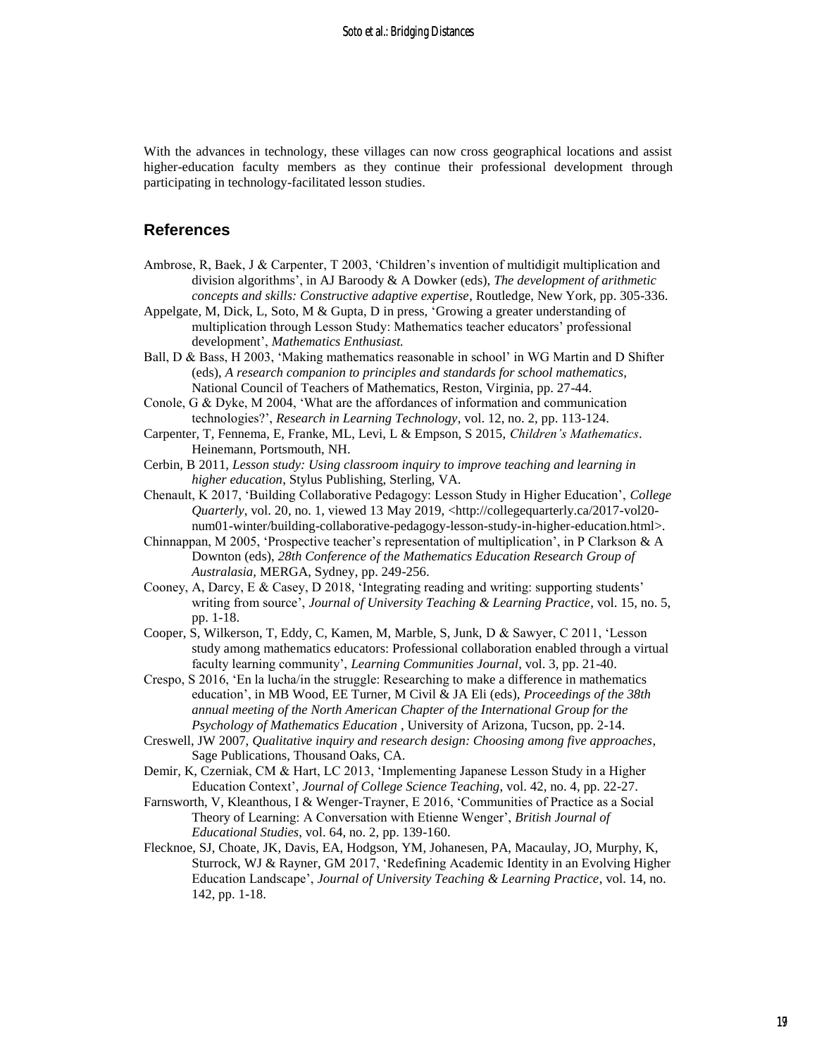With the advances in technology, these villages can now cross geographical locations and assist higher-education faculty members as they continue their professional development through participating in technology-facilitated lesson studies.

## References

Ambrose, R, Baek, J & Carpenter, T 2003, 'Children's invention of multidigit multiplication and division algorithms', in AJ Baroody & A Dowker (eds), *The development of arithmetic concepts and skills: Constructive adaptive expertise*, Routledge, New York, pp. 305-336.

Appelgate, M, Dick, L, Soto, M & Gupta, D in press, 'Growing a greater understanding of multiplication through Lesson Study: Mathematics teacher educators' professional development', *Mathematics Enthusiast.*

Ball, D & Bass, H 2003, 'Making mathematics reasonable in school' in WG Martin and D Shifter (eds), *A research companion to principles and standards for school mathematics*, National Council of Teachers of Mathematics, Reston, Virginia, pp. 27-44.

Conole, G & Dyke, M 2004, 'What are the affordances of information and communication technologies?', *Research in Learning Technology*, vol. 12, no. 2, pp. 113-124.

Carpenter, T, Fennema, E, Franke, ML, Levi, L & Empson, S 2015, *Children's Mathematics*. Heinemann, Portsmouth, NH.

Cerbin, B 2011, *Lesson study: Using classroom inquiry to improve teaching and learning in higher education*, Stylus Publishing, Sterling, VA.

Chenault, K 2017, 'Building Collaborative Pedagogy: Lesson Study in Higher Education', *College Quarterly*, vol. 20, no. 1, viewed 13 May 2019, <http://collegequarterly.ca/2017-vol20-num01-winter/building-collaborative-pedagogy-lesson-study-in-higher-education.html>.

Chinnappan, M 2005, 'Prospective teacher's representation of multiplication', in P Clarkson & A Downton (eds), *28th Conference of the Mathematics Education Research Group of Australasia*, MERGA, Sydney, pp. 249-256.

Cooney, A, Darcy, E & Casey, D 2018, 'Integrating reading and writing: supporting students' writing from source', *Journal of University Teaching & Learning Practice*, vol. 15, no. 5, pp. 1-18.

Cooper, S, Wilkerson, T, Eddy, C, Kamen, M, Marble, S, Junk, D & Sawyer, C 2011, 'Lesson study among mathematics educators: Professional collaboration enabled through a virtual faculty learning community', *Learning Communities Journal*, vol. 3, pp. 21-40.

Crespo, S 2016, 'En la lucha/in the struggle: Researching to make a difference in mathematics education', in MB Wood, EE Turner, M Civil & JA Eli (eds), *Proceedings of the 38th annual meeting of the North American Chapter of the International Group for the Psychology of Mathematics Education* , University of Arizona, Tucson, pp. 2-14.

Creswell, JW 2007, *Qualitative inquiry and research design: Choosing among five approaches*, Sage Publications, Thousand Oaks, CA.

Demir, K, Czerniak, CM & Hart, LC 2013, 'Implementing Japanese Lesson Study in a Higher Education Context', *Journal of College Science Teaching*, vol. 42, no. 4, pp. 22-27.

Farnsworth, V, Kleanthous, I & Wenger-Trayner, E 2016, 'Communities of Practice as a Social Theory of Learning: A Conversation with Etienne Wenger', *British Journal of Educational Studies*, vol. 64, no. 2, pp. 139-160.

Flecknoe, SJ, Choate, JK, Davis, EA, Hodgson, YM, Johanesen, PA, Macaulay, JO, Murphy, K, Sturrock, WJ & Rayner, GM 2017, 'Redefining Academic Identity in an Evolving Higher Education Landscape', *Journal of University Teaching & Learning Practice*, vol. 14, no. 142, pp. 1-18.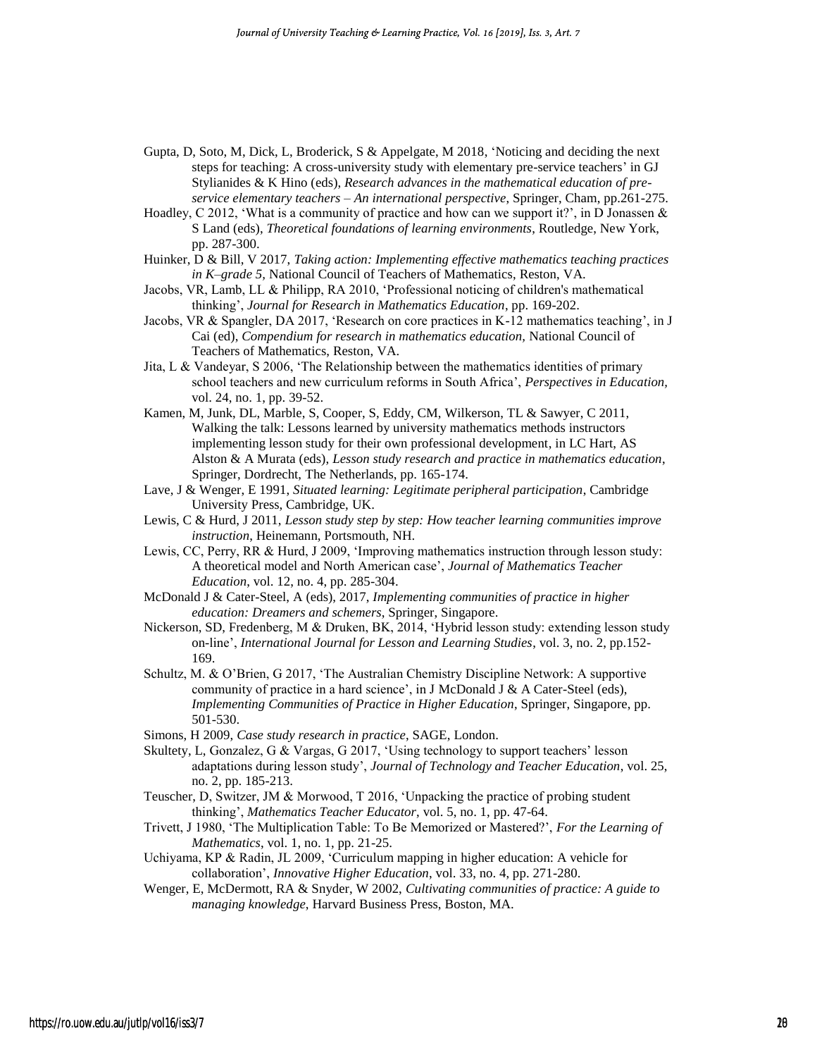Gupta, D, Soto, M, Dick, L, Broderick, S & Appelgate, M 2018, 'Noticing and deciding the next steps for teaching: A cross-university study with elementary pre-service teachers' in GJ Stylianides & K Hino (eds), *Research advances in the mathematical education of pre-service elementary teachers – An international perspective*, Springer, Cham, pp.261-275.

Hoadley, C 2012, 'What is a community of practice and how can we support it?', in D Jonassen & S Land (eds), *Theoretical foundations of learning environments*, Routledge, New York, pp. 287-300.

Huinker, D & Bill, V 2017, *Taking action: Implementing effective mathematics teaching practices in K–grade 5,* National Council of Teachers of Mathematics, Reston, VA.

Jacobs, VR, Lamb, LL & Philipp, RA 2010, 'Professional noticing of children's mathematical thinking', *Journal for Research in Mathematics Education*, pp. 169-202.

Jacobs, VR & Spangler, DA 2017, 'Research on core practices in K-12 mathematics teaching', in J Cai (ed), *Compendium for research in mathematics education,* National Council of Teachers of Mathematics, Reston, VA.

Jita, L & Vandeyar, S 2006, 'The Relationship between the mathematics identities of primary school teachers and new curriculum reforms in South Africa', *Perspectives in Education,* vol. 24, no. 1, pp. 39-52.

Kamen, M, Junk, DL, Marble, S, Cooper, S, Eddy, CM, Wilkerson, TL & Sawyer, C 2011, Walking the talk: Lessons learned by university mathematics methods instructors implementing lesson study for their own professional development, in LC Hart, AS Alston & A Murata (eds), *Lesson study research and practice in mathematics education*, Springer, Dordrecht, The Netherlands, pp. 165-174.

Lave, J & Wenger, E 1991, *Situated learning: Legitimate peripheral participation*, Cambridge University Press, Cambridge, UK.

Lewis, C & Hurd, J 2011, *Lesson study step by step: How teacher learning communities improve instruction*, Heinemann, Portsmouth, NH.

Lewis, CC, Perry, RR & Hurd, J 2009, 'Improving mathematics instruction through lesson study: A theoretical model and North American case', *Journal of Mathematics Teacher Education*, vol. 12, no. 4, pp. 285-304.

McDonald J & Cater-Steel, A (eds), 2017, *Implementing communities of practice in higher education: Dreamers and schemers*, Springer, Singapore.

Nickerson, SD, Fredenberg, M & Druken, BK, 2014, 'Hybrid lesson study: extending lesson study on-line', *International Journal for Lesson and Learning Studies*, vol. 3, no. 2, pp.152-169.

Schultz, M. & O'Brien, G 2017, 'The Australian Chemistry Discipline Network: A supportive community of practice in a hard science', in J McDonald J & A Cater-Steel (eds), *Implementing Communities of Practice in Higher Education*, Springer, Singapore, pp. 501-530.

Simons, H 2009, *Case study research in practice*, SAGE, London.

Skultety, L, Gonzalez, G & Vargas, G 2017, 'Using technology to support teachers' lesson adaptations during lesson study', *Journal of Technology and Teacher Education*, vol. 25, no. 2, pp. 185-213.

Teuscher, D, Switzer, JM & Morwood, T 2016, 'Unpacking the practice of probing student thinking', *Mathematics Teacher Educator*, vol. 5, no. 1, pp. 47-64.

Trivett, J 1980, 'The Multiplication Table: To Be Memorized or Mastered?', *For the Learning of Mathematics*, vol. 1, no. 1, pp. 21-25.

Uchiyama, KP & Radin, JL 2009, 'Curriculum mapping in higher education: A vehicle for collaboration', *Innovative Higher Education*, vol. 33, no. 4, pp. 271-280.

Wenger, E, McDermott, RA & Snyder, W 2002, *Cultivating communities of practice: A guide to managing knowledge*, Harvard Business Press, Boston, MA.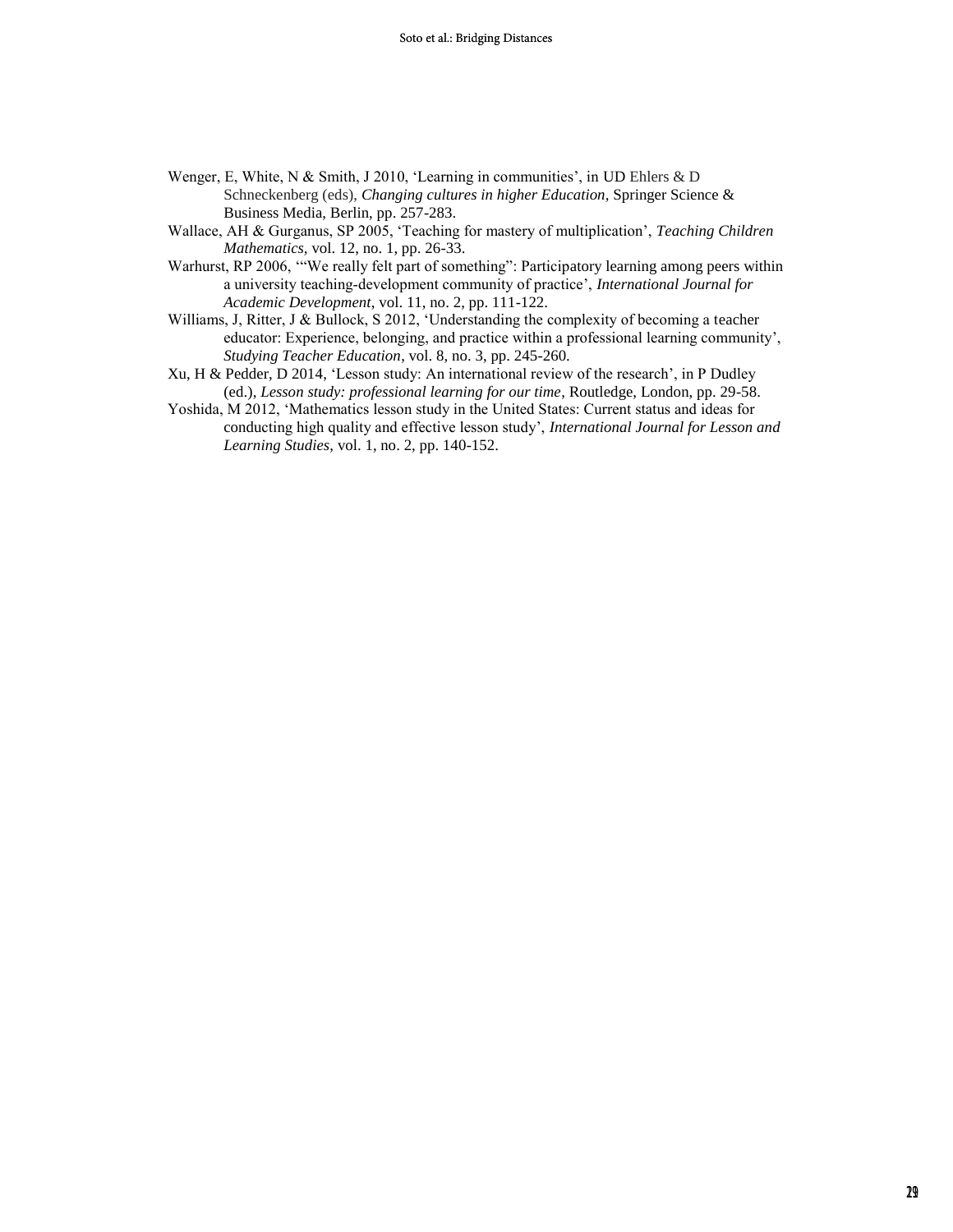Wenger, E, White, N & Smith, J 2010, 'Learning in communities', in UD Ehlers & D Schneckenberg (eds), *Changing cultures in higher Education*, Springer Science & Business Media, Berlin, pp. 257-283.

Wallace, AH & Gurganus, SP 2005, 'Teaching for mastery of multiplication', *Teaching Children Mathematics*, vol. 12, no. 1, pp. 26-33.

Warhurst, RP 2006, '"We really felt part of something": Participatory learning among peers within a university teaching-development community of practice', *International Journal for Academic Development*, vol. 11, no. 2, pp. 111-122.

Williams, J, Ritter, J & Bullock, S 2012, 'Understanding the complexity of becoming a teacher educator: Experience, belonging, and practice within a professional learning community', *Studying Teacher Education*, vol. 8, no. 3, pp. 245-260.

Xu, H & Pedder, D 2014, 'Lesson study: An international review of the research', in P Dudley (ed.), *Lesson study: professional learning for our time*, Routledge, London, pp. 29-58.

Yoshida, M 2012, 'Mathematics lesson study in the United States: Current status and ideas for conducting high quality and effective lesson study', *International Journal for Lesson and Learning Studies*, vol. 1, no. 2, pp. 140-152.